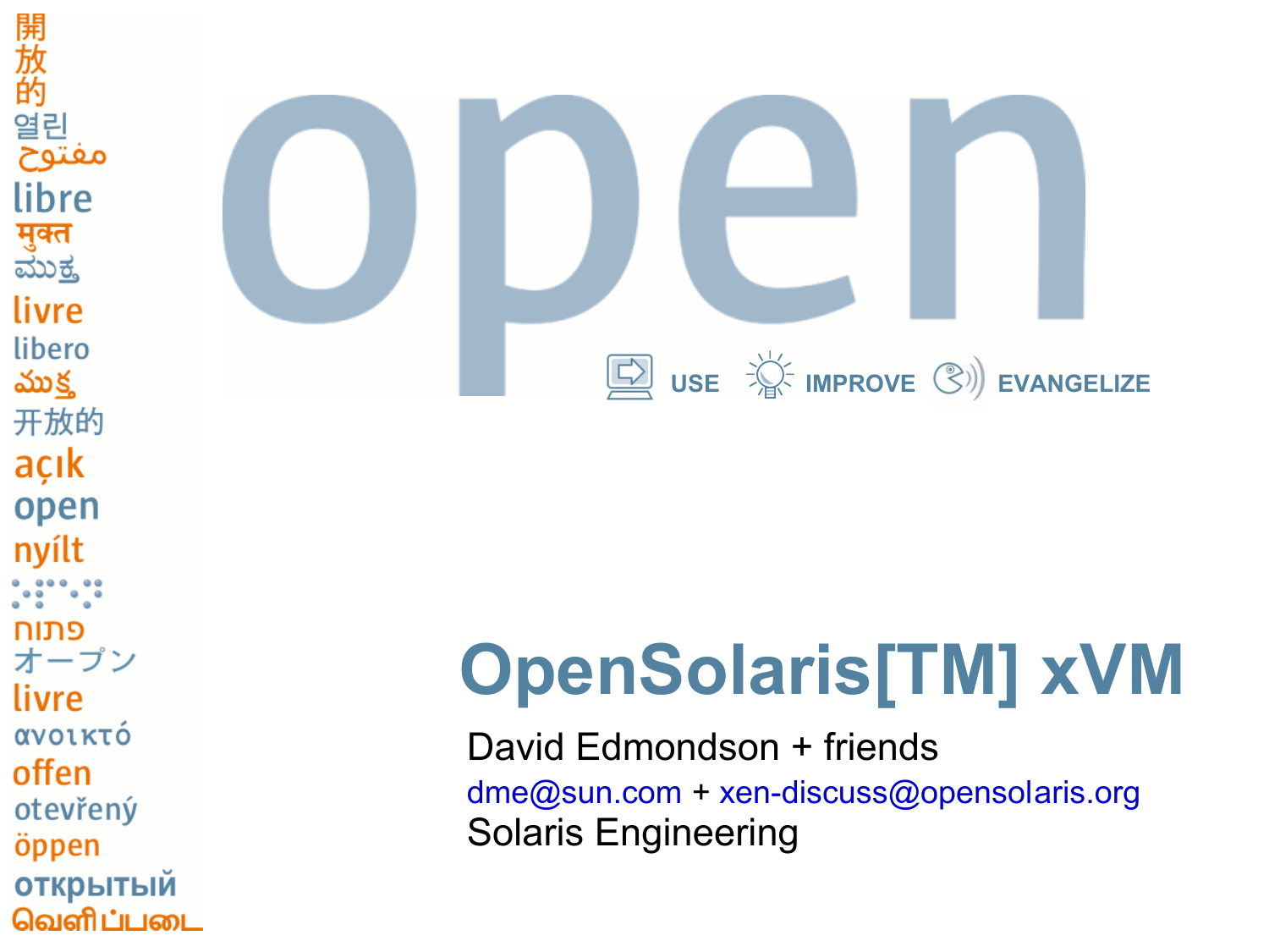# OpenSolaris[TM] xVM

David Edmondson + friends

dme@sun.com + xen-discuss@opensolaris.org

Solaris Engineering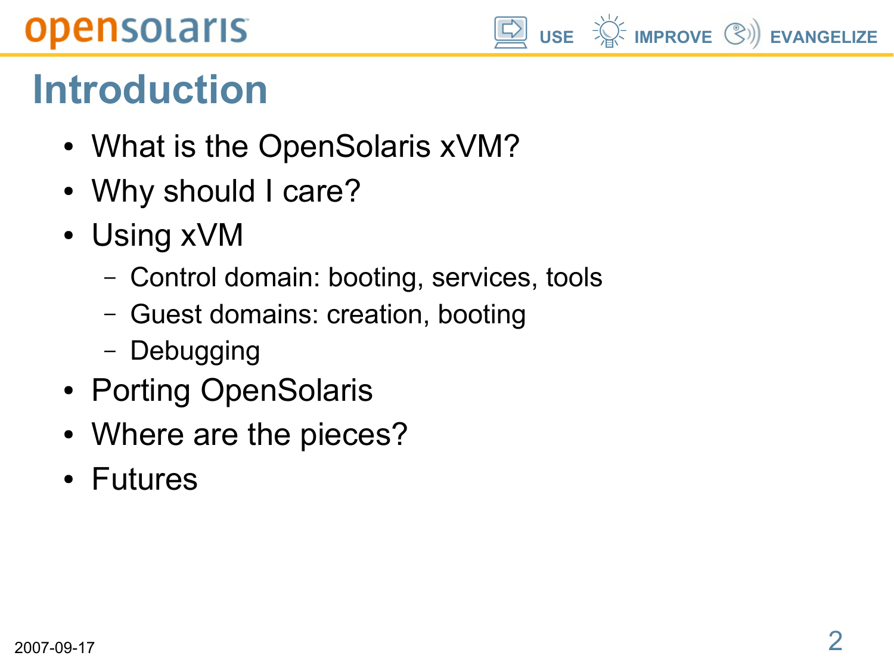# Introduction

- What is the OpenSolaris xVM?
- Why should I care?
- Using xVM
  - Control domain: booting, services, tools
  - Guest domains: creation, booting
  - Debugging
- Porting OpenSolaris
- Where are the pieces?
- Futures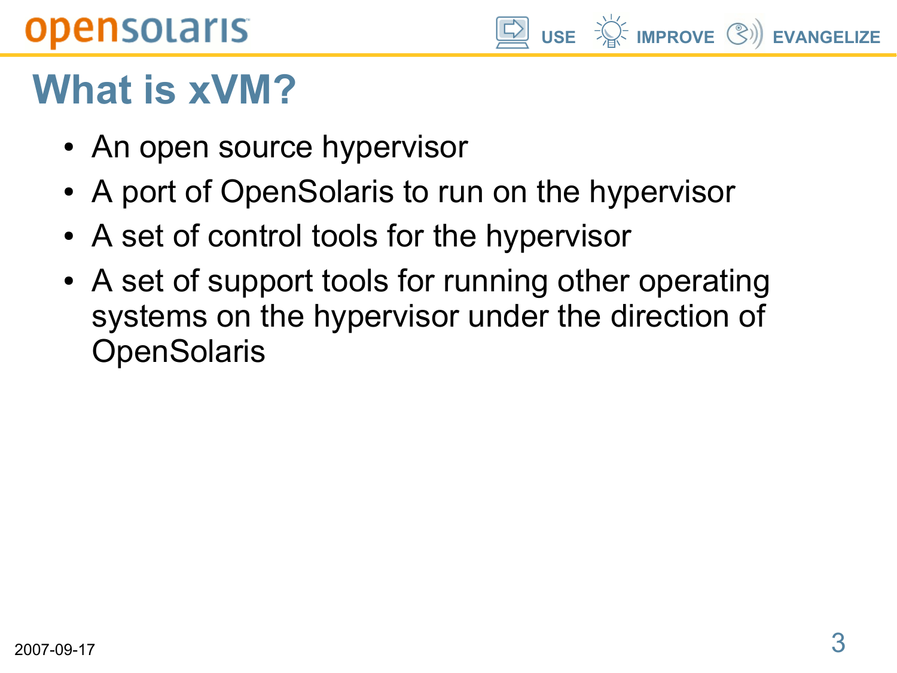# What is xVM?

- An open source hypervisor
- A port of OpenSolaris to run on the hypervisor
- A set of control tools for the hypervisor
- A set of support tools for running other operating systems on the hypervisor under the direction of OpenSolaris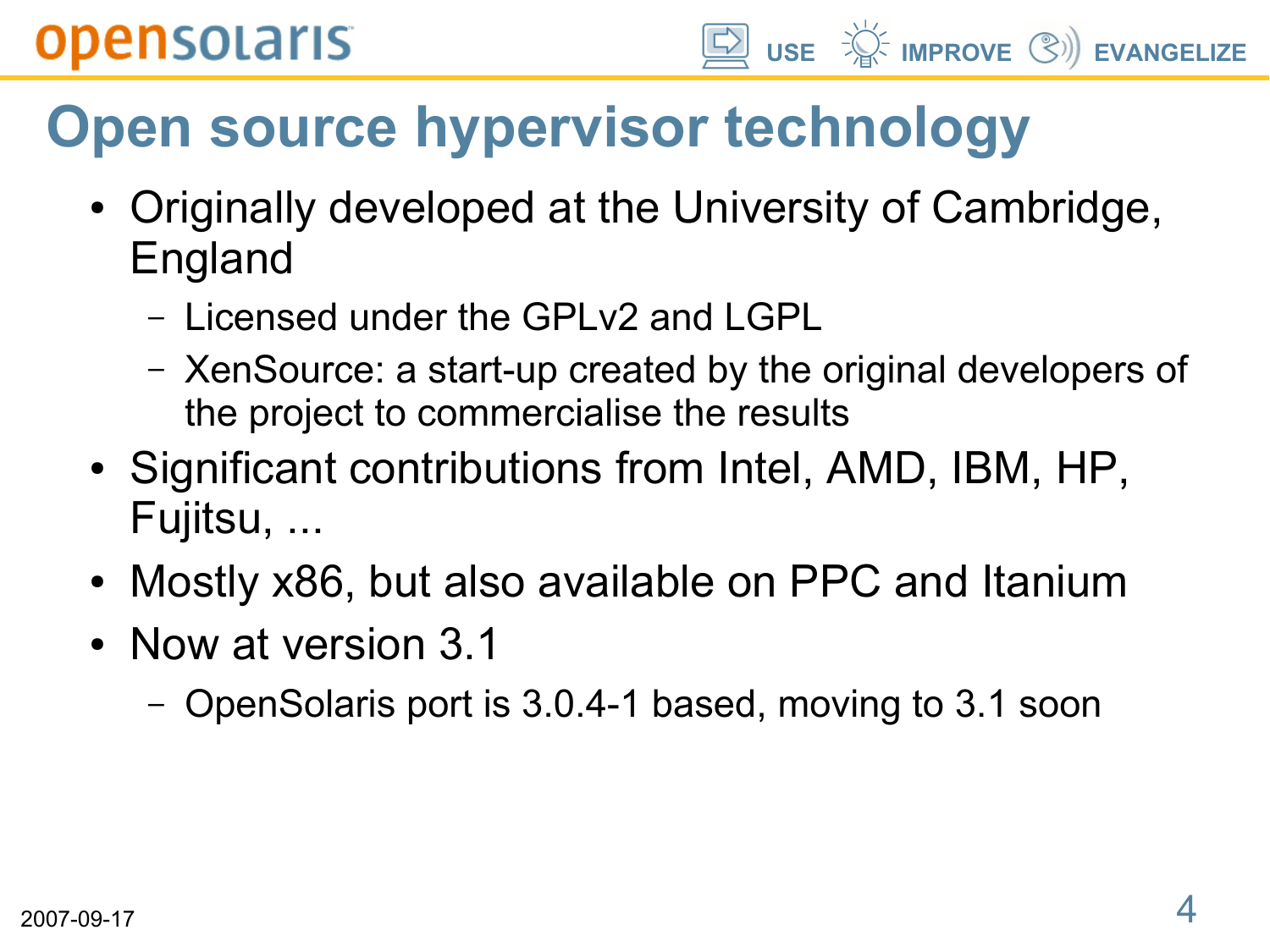# Open source hypervisor technology

- Originally developed at the University of Cambridge, England
  - Licensed under the GPLv2 and LGPL
  - XenSource: a start-up created by the original developers of the project to commercialise the results
- Significant contributions from Intel, AMD, IBM, HP, Fujitsu, ...
- Mostly x86, but also available on PPC and Itanium
- Now at version 3.1
  - OpenSolaris port is 3.0.4-1 based, moving to 3.1 soon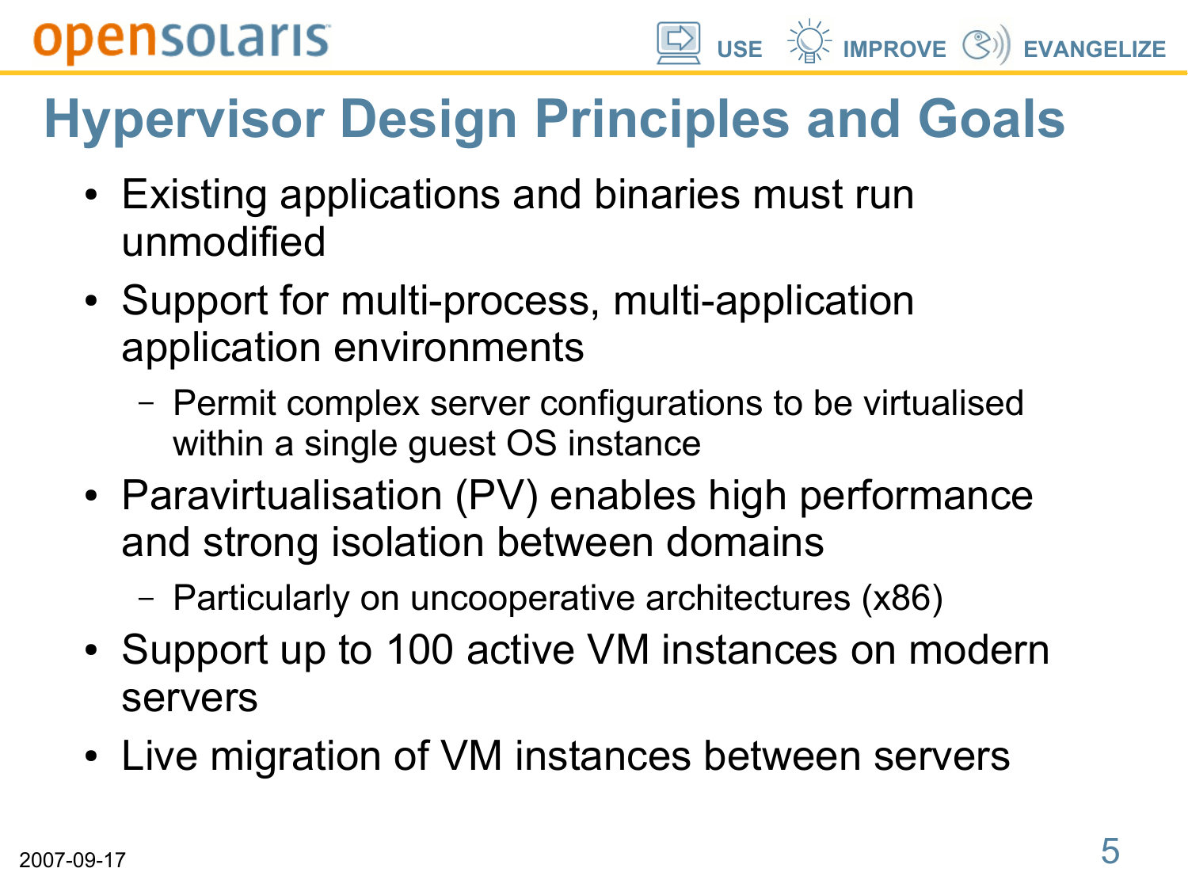# Hypervisor Design Principles and Goals

- Existing applications and binaries must run unmodified
- Support for multi-process, multi-application application environments
  - Permit complex server configurations to be virtualised within a single guest OS instance
- Paravirtualisation (PV) enables high performance and strong isolation between domains
  - Particularly on uncooperative architectures (x86)
- Support up to 100 active VM instances on modern servers
- Live migration of VM instances between servers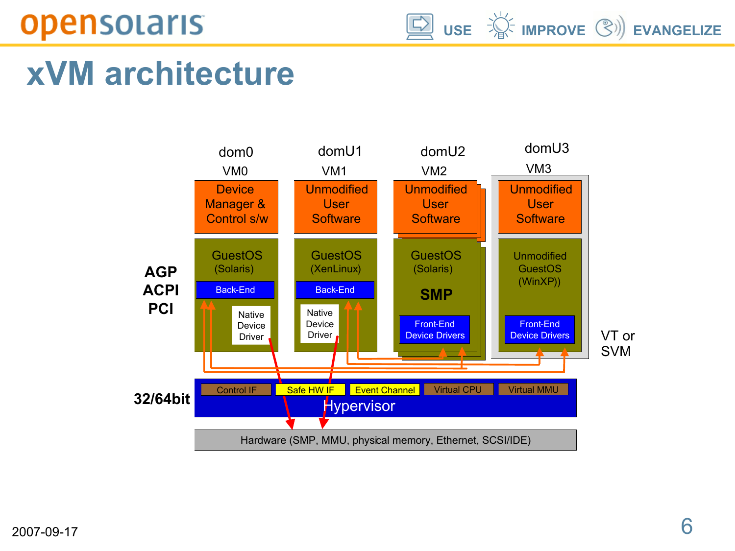# xVM architecture

| | dom0 VM0 | domU1 VM1 | domU2 VM2 | domU3 VM3 |
|---|---|---|---|---|
| | Device Manager & Control s/w | Unmodified User Software | Unmodified User Software | Unmodified User Software |
| AGP ACPI PCI | GuestOS (Solaris) Back-End Native Device Driver | GuestOS (XenLinux) Back-End Native Device Driver | GuestOS (Solaris) SMP Front-End Device Drivers | Unmodified GuestOS (WinXP)) Front-End Device Drivers (VT or SVM) |

**32/64bit** Hypervisor: Control IF | Safe HW IF | Event Channel | Virtual CPU | Virtual MMU

Hardware (SMP, MMU, physical memory, Ethernet, SCSI/IDE)

2007-09-17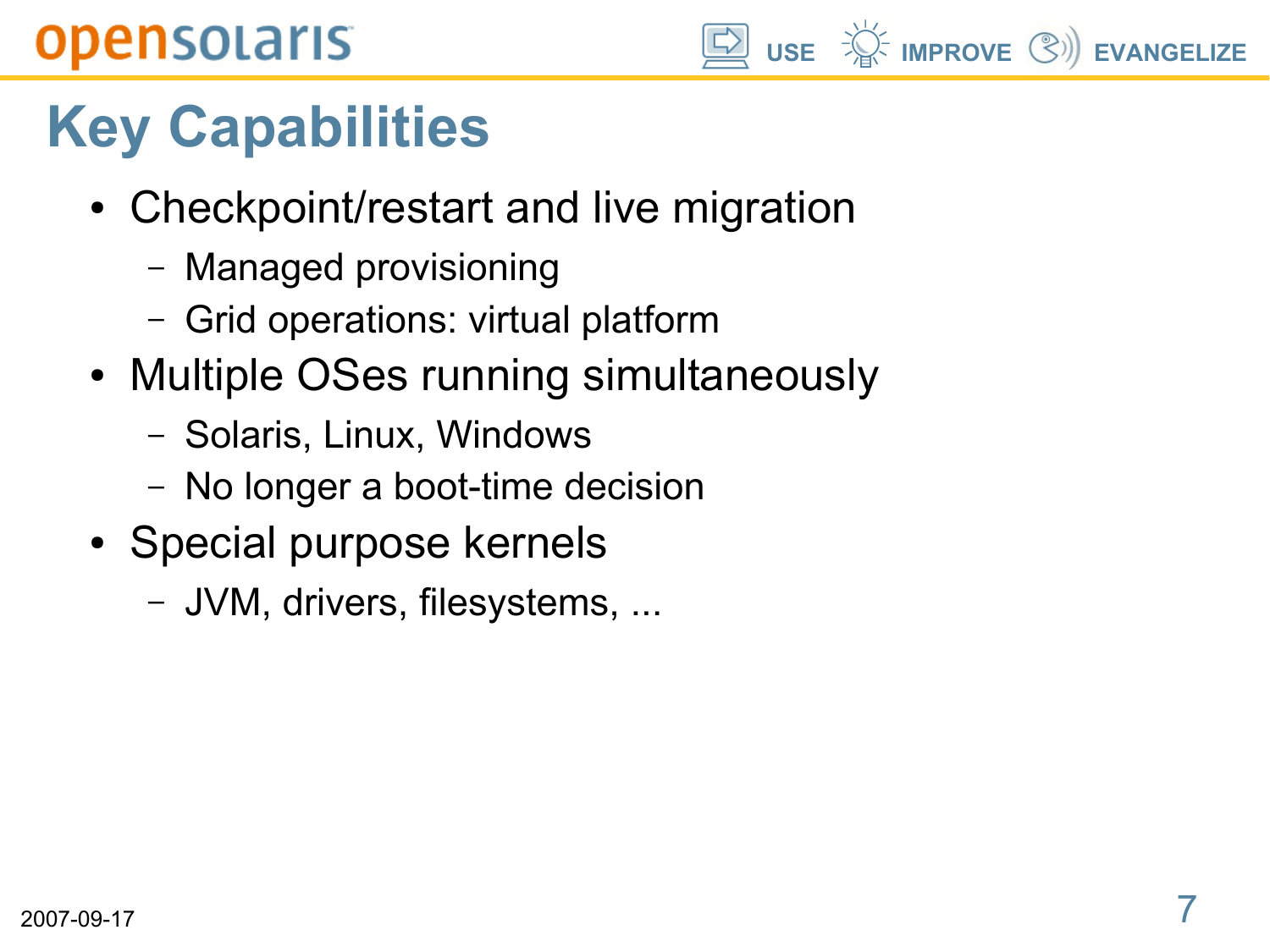# Key Capabilities

- Checkpoint/restart and live migration
  - Managed provisioning
  - Grid operations: virtual platform
- Multiple OSes running simultaneously
  - Solaris, Linux, Windows
  - No longer a boot-time decision
- Special purpose kernels
  - JVM, drivers, filesystems, ...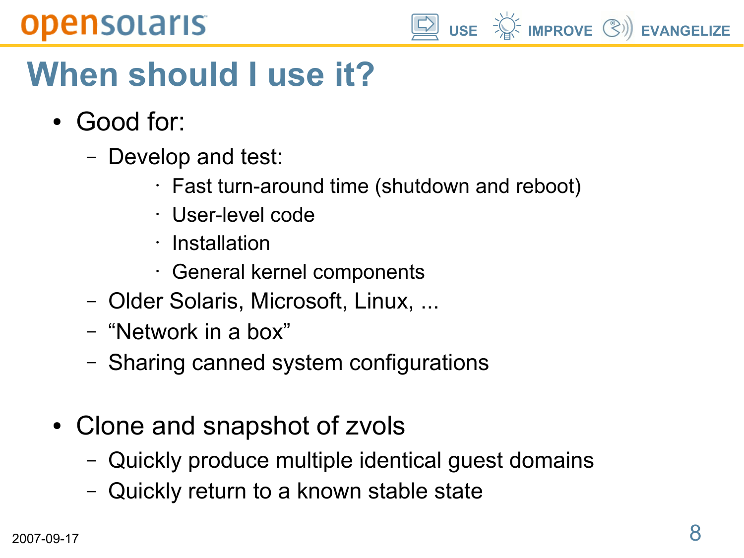# When should I use it?

- Good for:
  - Develop and test:
    - Fast turn-around time (shutdown and reboot)
    - User-level code
    - Installation
    - General kernel components
  - Older Solaris, Microsoft, Linux, ...
  - “Network in a box”
  - Sharing canned system configurations

- Clone and snapshot of zvols
  - Quickly produce multiple identical guest domains
  - Quickly return to a known stable state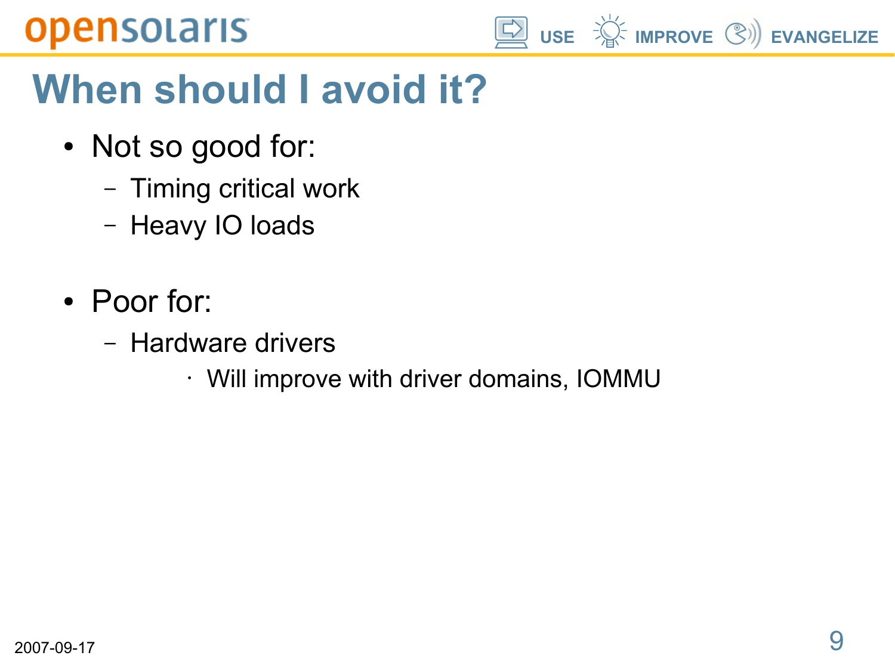# When should I avoid it?

- Not so good for:
  - Timing critical work
  - Heavy IO loads

- Poor for:
  - Hardware drivers
    - Will improve with driver domains, IOMMU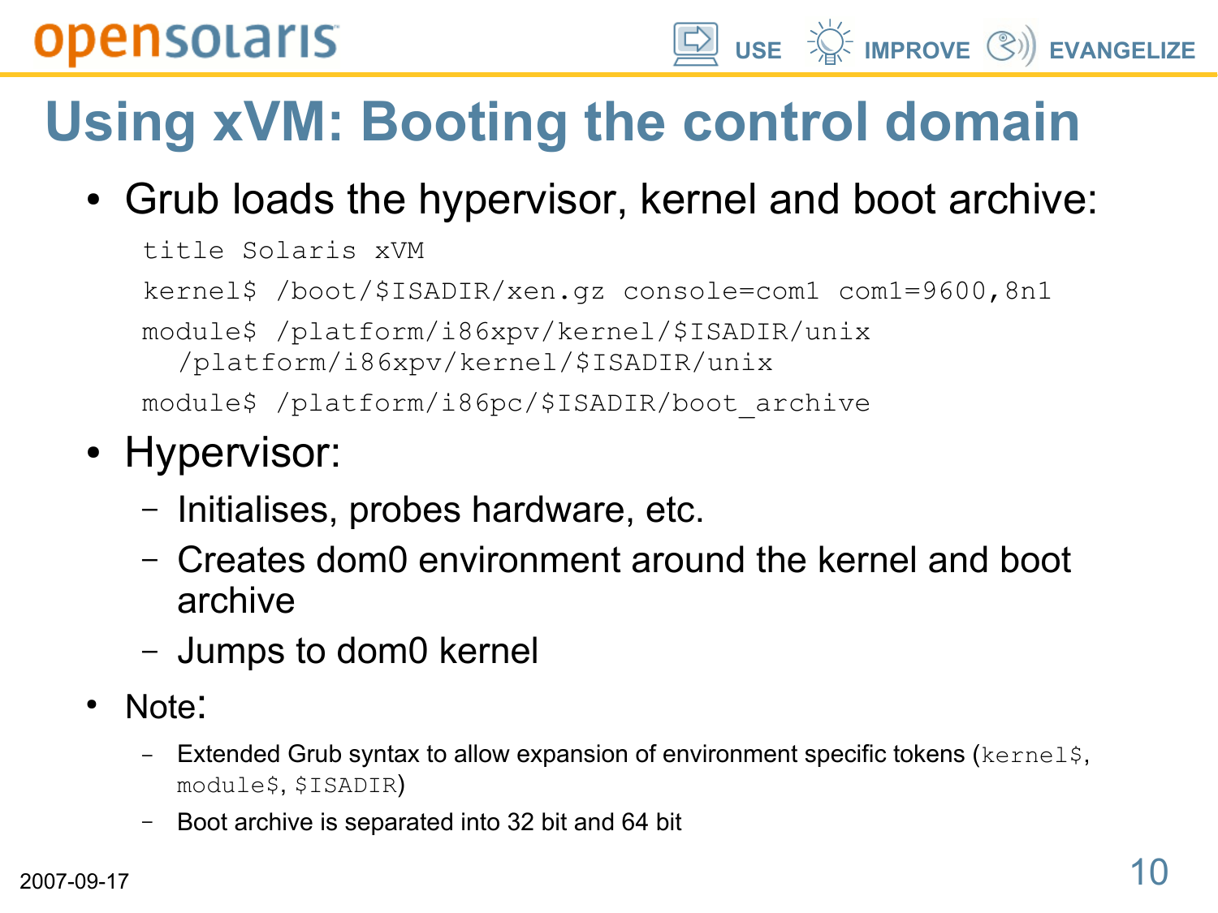# Using xVM: Booting the control domain

- Grub loads the hypervisor, kernel and boot archive:

```
title Solaris xVM
kernel$ /boot/$ISADIR/xen.gz console=com1 com1=9600,8n1
module$ /platform/i86xpv/kernel/$ISADIR/unix
  /platform/i86xpv/kernel/$ISADIR/unix
module$ /platform/i86pc/$ISADIR/boot_archive
```

- Hypervisor:
  - Initialises, probes hardware, etc.
  - Creates dom0 environment around the kernel and boot archive
  - Jumps to dom0 kernel
- Note:
  - Extended Grub syntax to allow expansion of environment specific tokens (`kernel$`, `module$`, `$ISADIR`)
  - Boot archive is separated into 32 bit and 64 bit

2007-09-17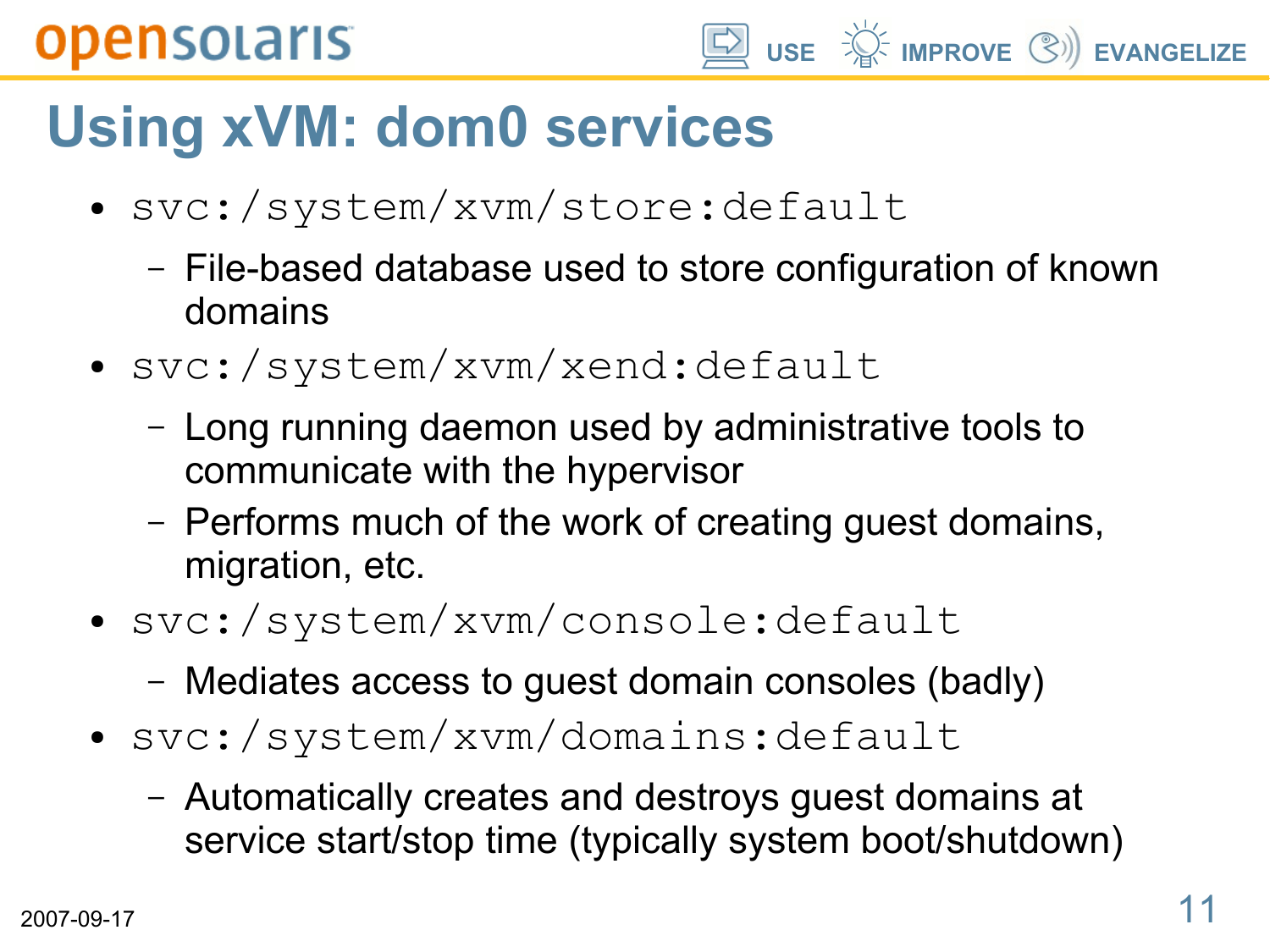# Using xVM: dom0 services

- `svc:/system/xvm/store:default`
  - File-based database used to store configuration of known domains
- `svc:/system/xvm/xend:default`
  - Long running daemon used by administrative tools to communicate with the hypervisor
  - Performs much of the work of creating guest domains, migration, etc.
- `svc:/system/xvm/console:default`
  - Mediates access to guest domain consoles (badly)
- `svc:/system/xvm/domains:default`
  - Automatically creates and destroys guest domains at service start/stop time (typically system boot/shutdown)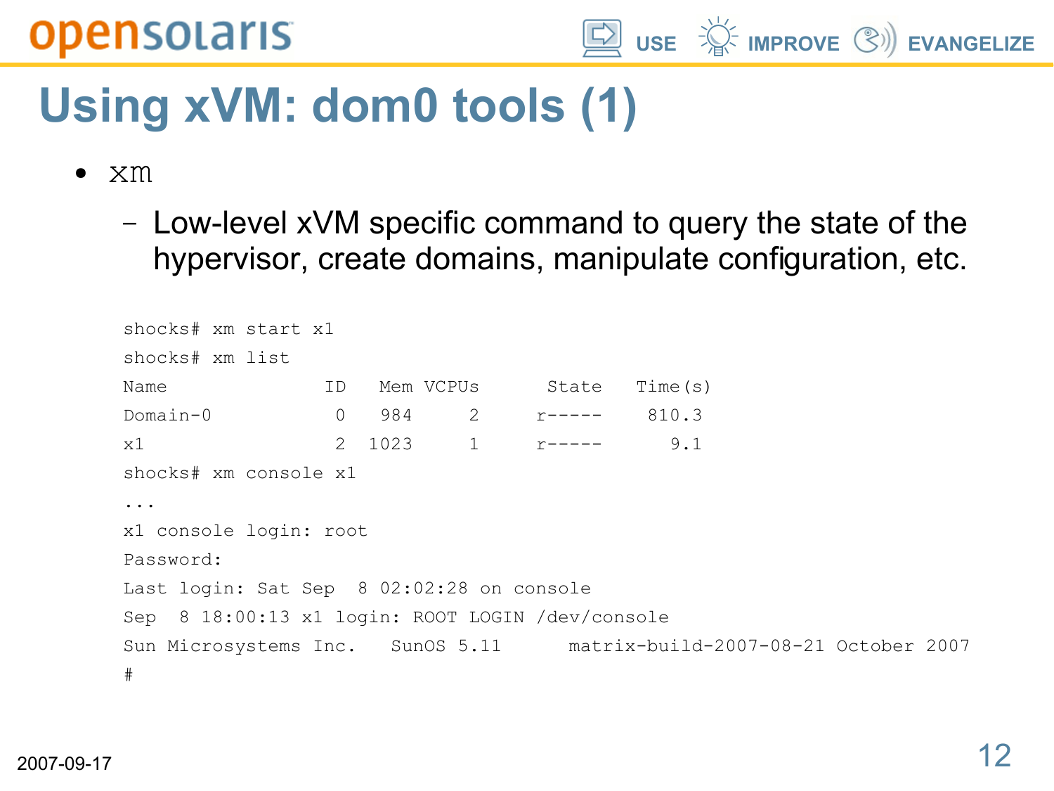# Using xVM: dom0 tools (1)

- `xm`
  - Low-level xVM specific command to query the state of the hypervisor, create domains, manipulate configuration, etc.

```
shocks# xm start x1
shocks# xm list
Name                ID   Mem VCPUs      State   Time(s)
Domain-0             0   984     2     r-----    810.3
x1                   2  1023     1     r-----      9.1
shocks# xm console x1
...
x1 console login: root
Password:
Last login: Sat Sep  8 02:02:28 on console
Sep  8 18:00:13 x1 login: ROOT LOGIN /dev/console
Sun Microsystems Inc.   SunOS 5.11      matrix-build-2007-08-21 October 2007
#
```

2007-09-17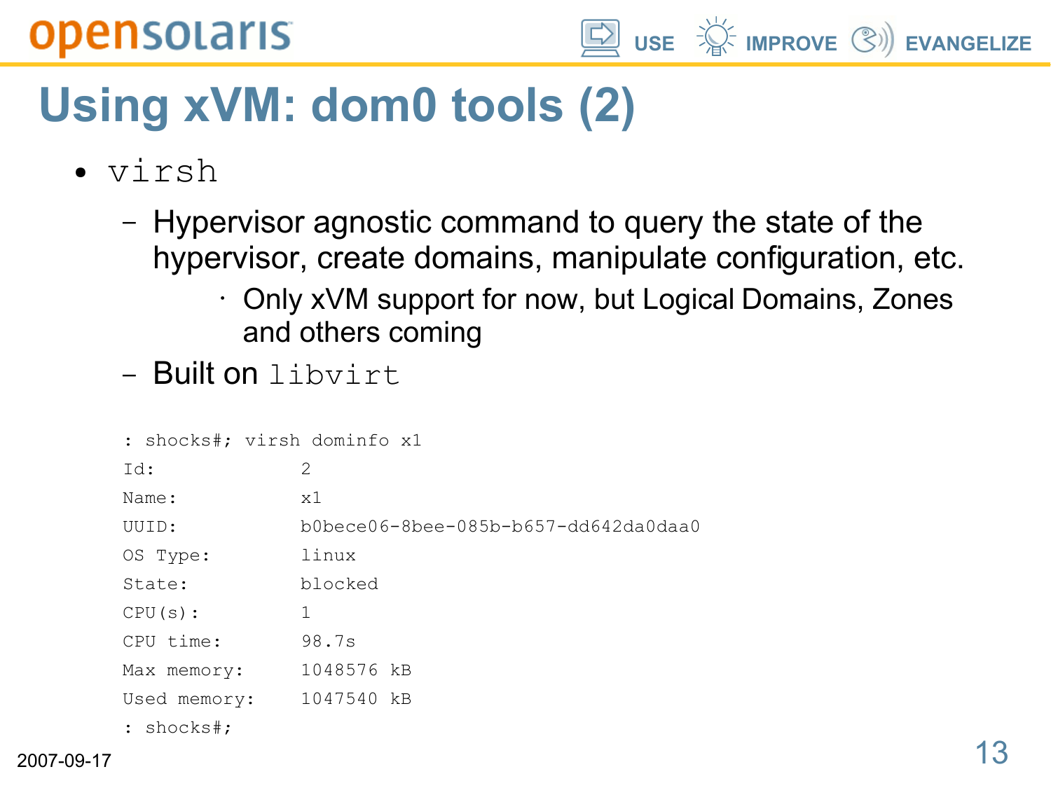# Using xVM: dom0 tools (2)

- `virsh`
  - Hypervisor agnostic command to query the state of the hypervisor, create domains, manipulate configuration, etc.
    - Only xVM support for now, but Logical Domains, Zones and others coming
  - Built on `libvirt`

```
: shocks#; virsh dominfo x1
Id:             2
Name:           x1
UUID:           b0bece06-8bee-085b-b657-dd642da0daa0
OS Type:        linux
State:          blocked
CPU(s):         1
CPU time:       98.7s
Max memory:     1048576 kB
Used memory:    1047540 kB
: shocks#;
```

2007-09-17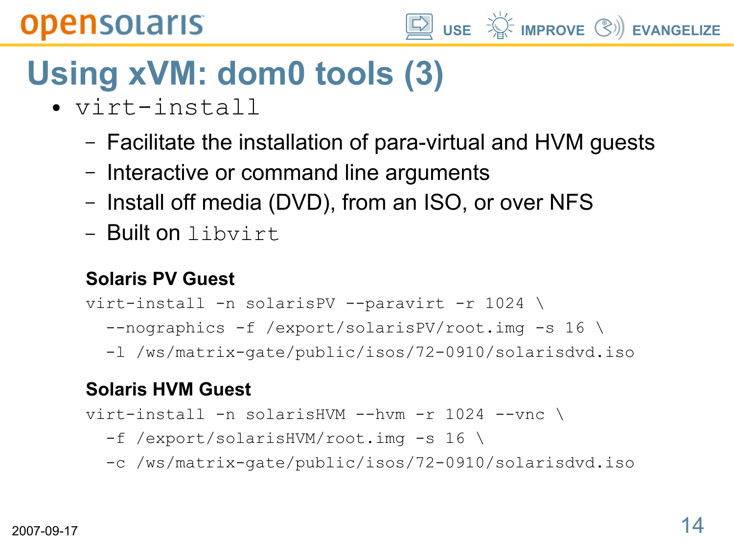# Using xVM: dom0 tools (3)

- `virt-install`
  - Facilitate the installation of para-virtual and HVM guests
  - Interactive or command line arguments
  - Install off media (DVD), from an ISO, or over NFS
  - Built on `libvirt`

**Solaris PV Guest**

```
virt-install -n solarisPV --paravirt -r 1024 \
  --nographics -f /export/solarisPV/root.img -s 16 \
  -l /ws/matrix-gate/public/isos/72-0910/solarisdvd.iso
```

**Solaris HVM Guest**

```
virt-install -n solarisHVM --hvm -r 1024 --vnc \
  -f /export/solarisHVM/root.img -s 16 \
  -c /ws/matrix-gate/public/isos/72-0910/solarisdvd.iso
```

2007-09-17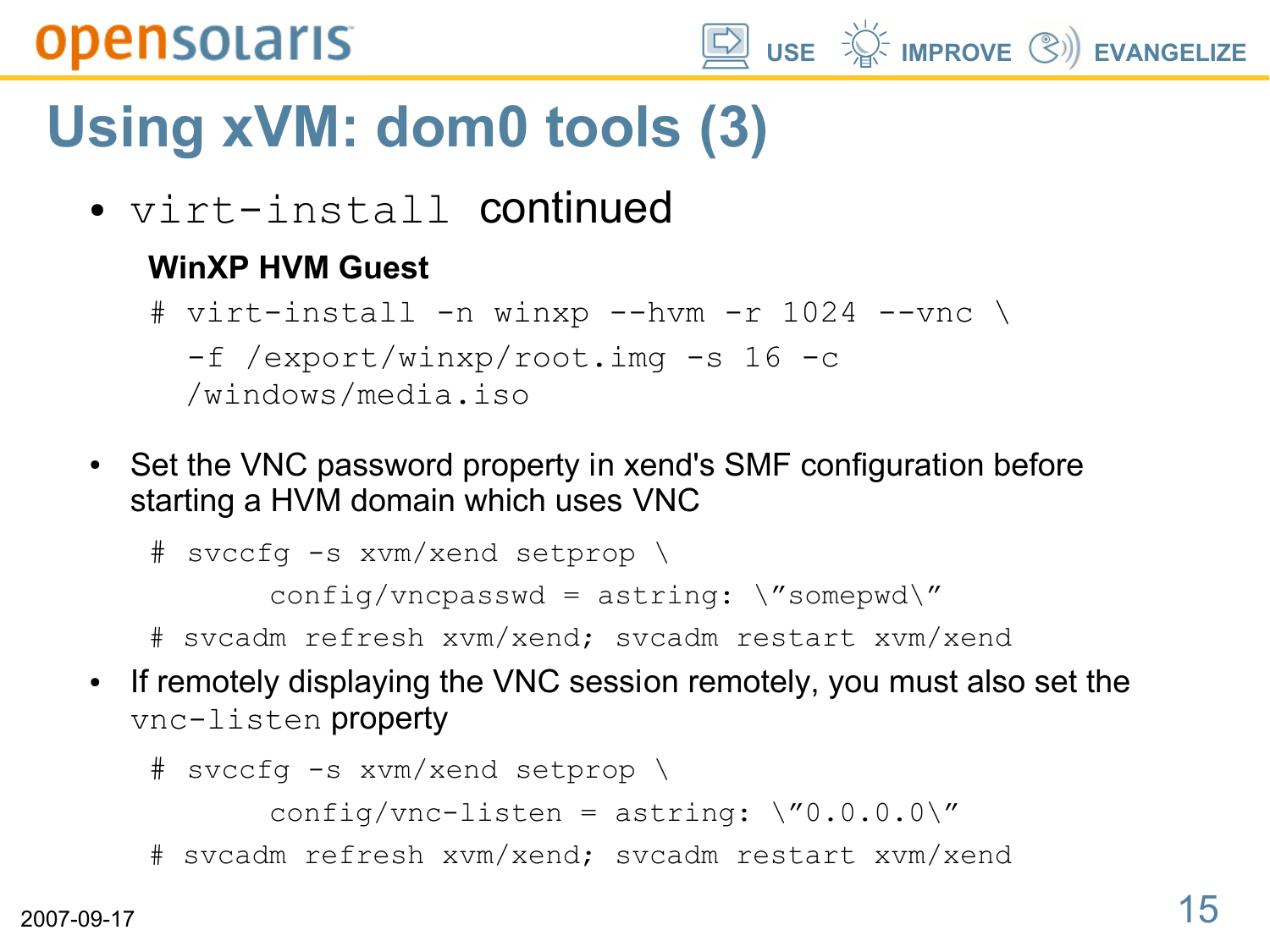# Using xVM: dom0 tools (3)

- `virt-install` continued

**WinXP HVM Guest**

```
# virt-install -n winxp --hvm -r 1024 --vnc \
  -f /export/winxp/root.img -s 16 -c
  /windows/media.iso
```

- Set the VNC password property in xend's SMF configuration before starting a HVM domain which uses VNC

```
# svccfg -s xvm/xend setprop \
       config/vncpasswd = astring: \"somepwd\"
# svcadm refresh xvm/xend; svcadm restart xvm/xend
```

- If remotely displaying the VNC session remotely, you must also set the `vnc-listen` property

```
# svccfg -s xvm/xend setprop \
       config/vnc-listen = astring: \"0.0.0.0\"
# svcadm refresh xvm/xend; svcadm restart xvm/xend
```

2007-09-17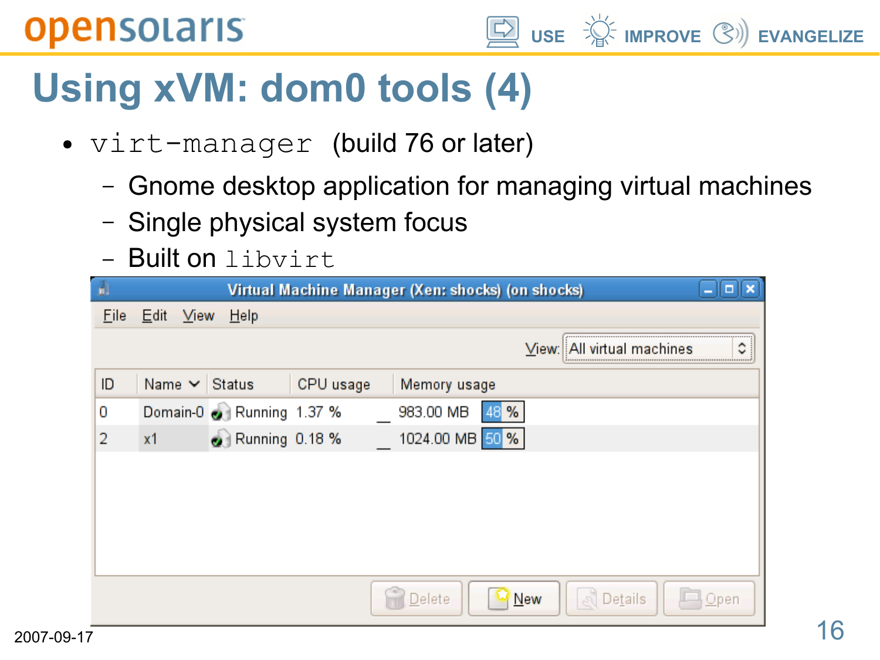# Using xVM: dom0 tools (4)

- `virt-manager` (build 76 or later)
  - Gnome desktop application for managing virtual machines
  - Single physical system focus
  - Built on `libvirt`

Virtual Machine Manager (Xen: shocks) (on shocks)

File Edit View Help

View: All virtual machines

| ID | Name | Status | CPU usage | Memory usage |
|---|---|---|---|---|
| 0 | Domain-0 | Running | 1.37 % | 983.00 MB 48 % |
| 2 | x1 | Running | 0.18 % | 1024.00 MB 50 % |

Delete New Details Open

2007-09-17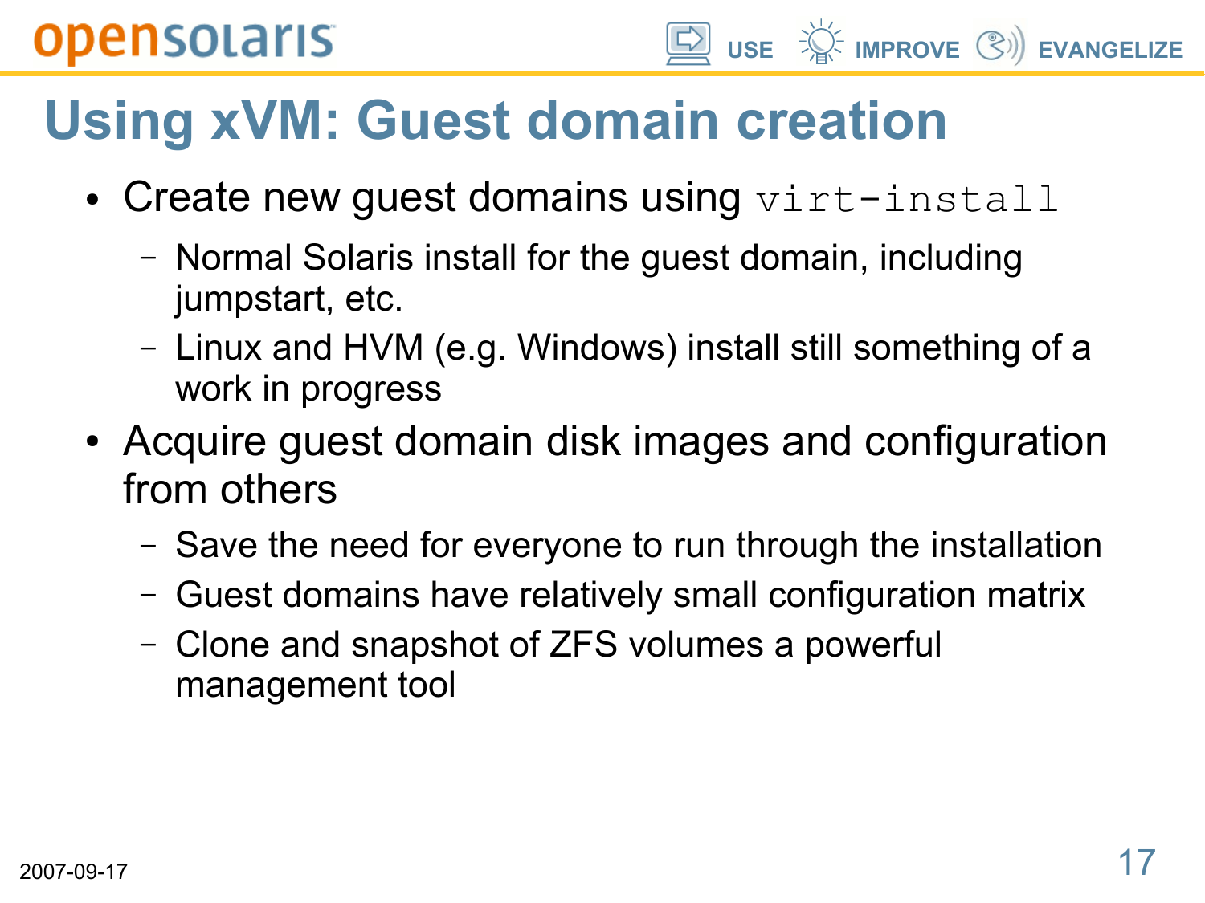# Using xVM: Guest domain creation

- Create new guest domains using `virt-install`
  - Normal Solaris install for the guest domain, including jumpstart, etc.
  - Linux and HVM (e.g. Windows) install still something of a work in progress
- Acquire guest domain disk images and configuration from others
  - Save the need for everyone to run through the installation
  - Guest domains have relatively small configuration matrix
  - Clone and snapshot of ZFS volumes a powerful management tool

2007-09-17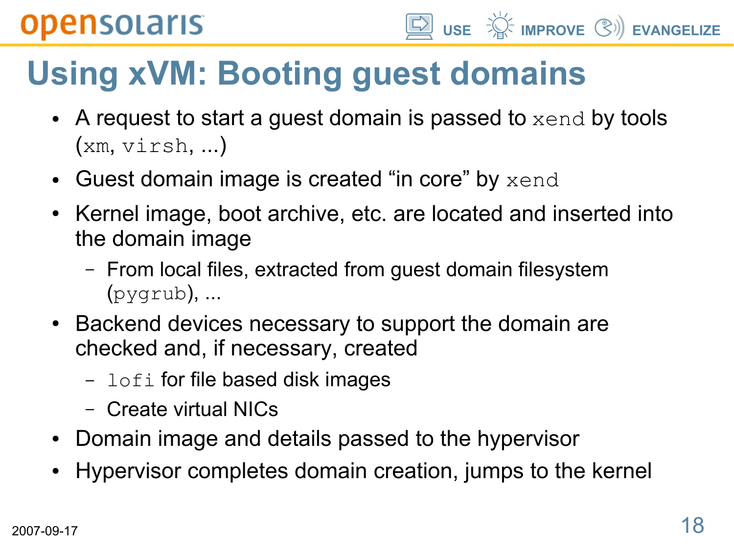# Using xVM: Booting guest domains

- A request to start a guest domain is passed to `xend` by tools (`xm`, `virsh`, ...)
- Guest domain image is created “in core” by `xend`
- Kernel image, boot archive, etc. are located and inserted into the domain image
  - From local files, extracted from guest domain filesystem (`pygrub`), ...
- Backend devices necessary to support the domain are checked and, if necessary, created
  - `lofi` for file based disk images
  - Create virtual NICs
- Domain image and details passed to the hypervisor
- Hypervisor completes domain creation, jumps to the kernel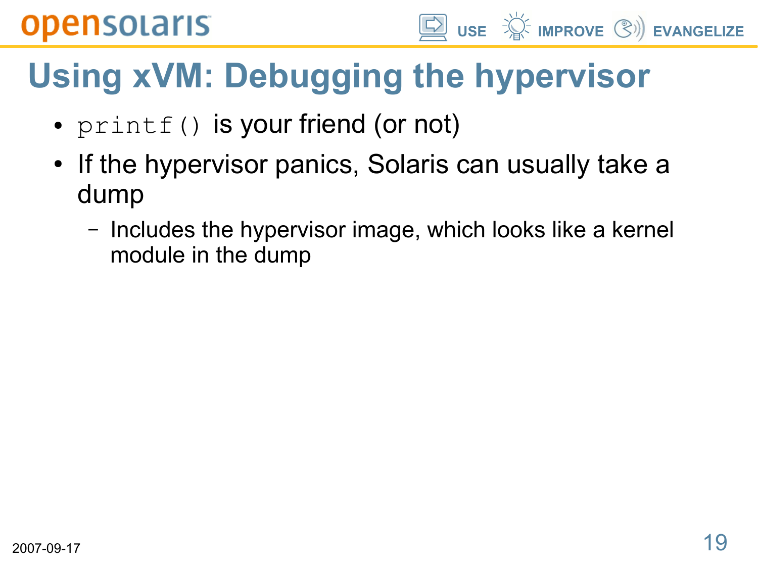# Using xVM: Debugging the hypervisor

- `printf()` is your friend (or not)
- If the hypervisor panics, Solaris can usually take a dump
  - Includes the hypervisor image, which looks like a kernel module in the dump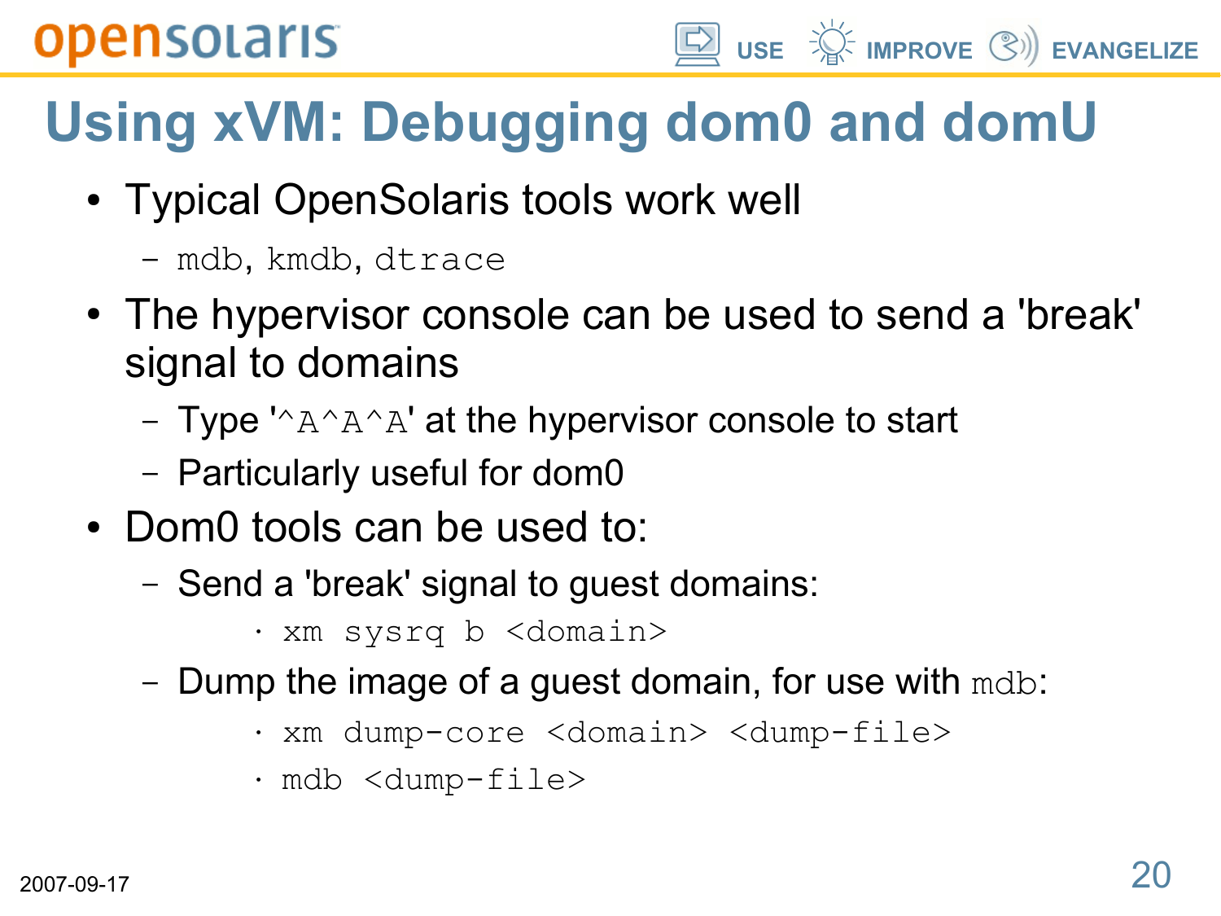# Using xVM: Debugging dom0 and domU

- Typical OpenSolaris tools work well
  - `mdb`, `kmdb`, `dtrace`
- The hypervisor console can be used to send a 'break' signal to domains
  - Type '`^A^A^A`' at the hypervisor console to start
  - Particularly useful for dom0
- Dom0 tools can be used to:
  - Send a 'break' signal to guest domains:
    - `xm sysrq b <domain>`
  - Dump the image of a guest domain, for use with `mdb`:
    - `xm dump-core <domain> <dump-file>`
    - `mdb <dump-file>`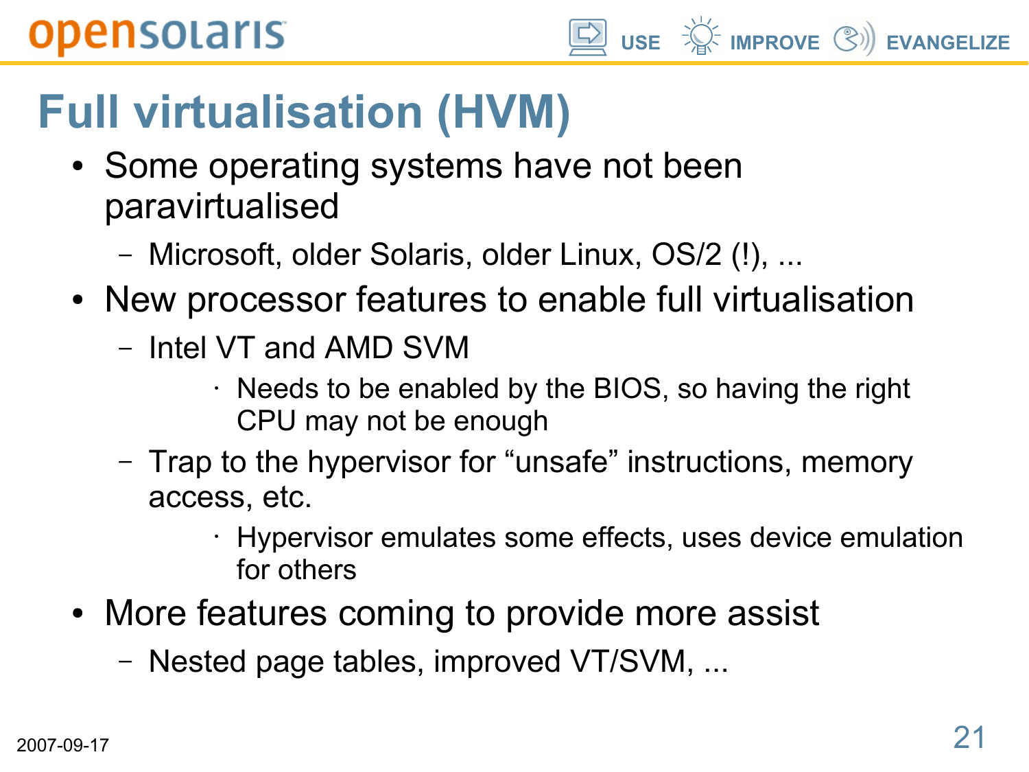# Full virtualisation (HVM)

- Some operating systems have not been paravirtualised
  - Microsoft, older Solaris, older Linux, OS/2 (!), ...
- New processor features to enable full virtualisation
  - Intel VT and AMD SVM
    - Needs to be enabled by the BIOS, so having the right CPU may not be enough
  - Trap to the hypervisor for “unsafe” instructions, memory access, etc.
    - Hypervisor emulates some effects, uses device emulation for others
- More features coming to provide more assist
  - Nested page tables, improved VT/SVM, ...

2007-09-17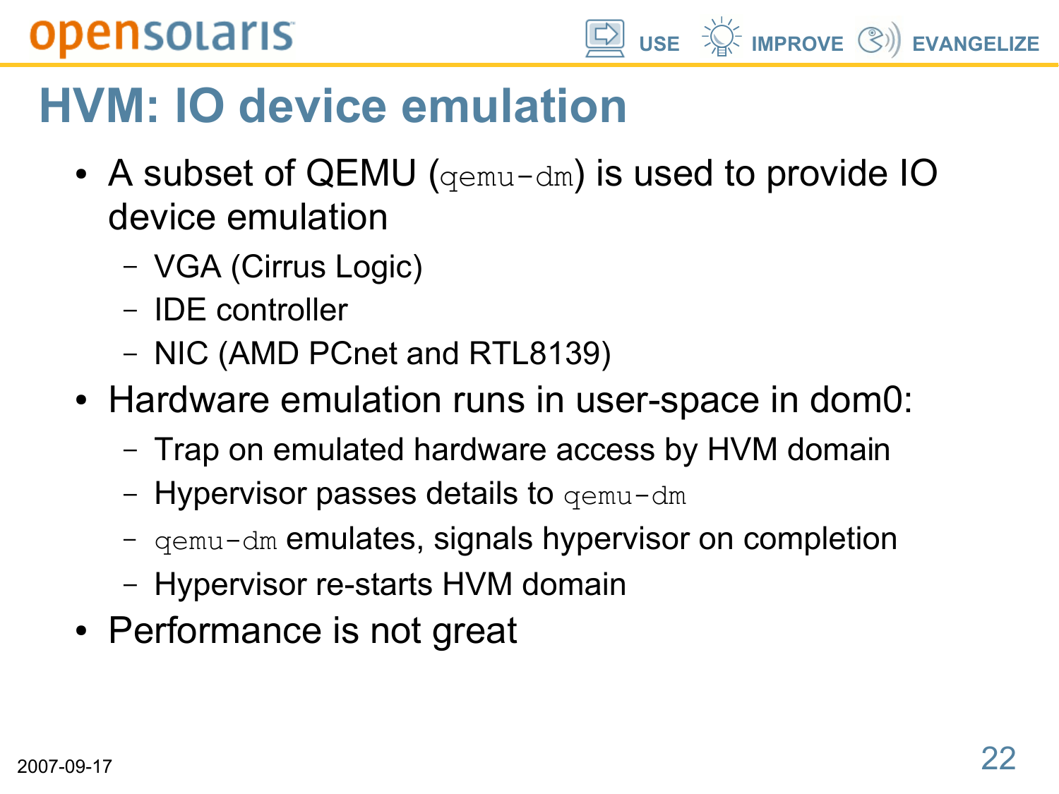# HVM: IO device emulation

- A subset of QEMU (`qemu-dm`) is used to provide IO device emulation
  - VGA (Cirrus Logic)
  - IDE controller
  - NIC (AMD PCnet and RTL8139)
- Hardware emulation runs in user-space in dom0:
  - Trap on emulated hardware access by HVM domain
  - Hypervisor passes details to `qemu-dm`
  - `qemu-dm` emulates, signals hypervisor on completion
  - Hypervisor re-starts HVM domain
- Performance is not great

2007-09-17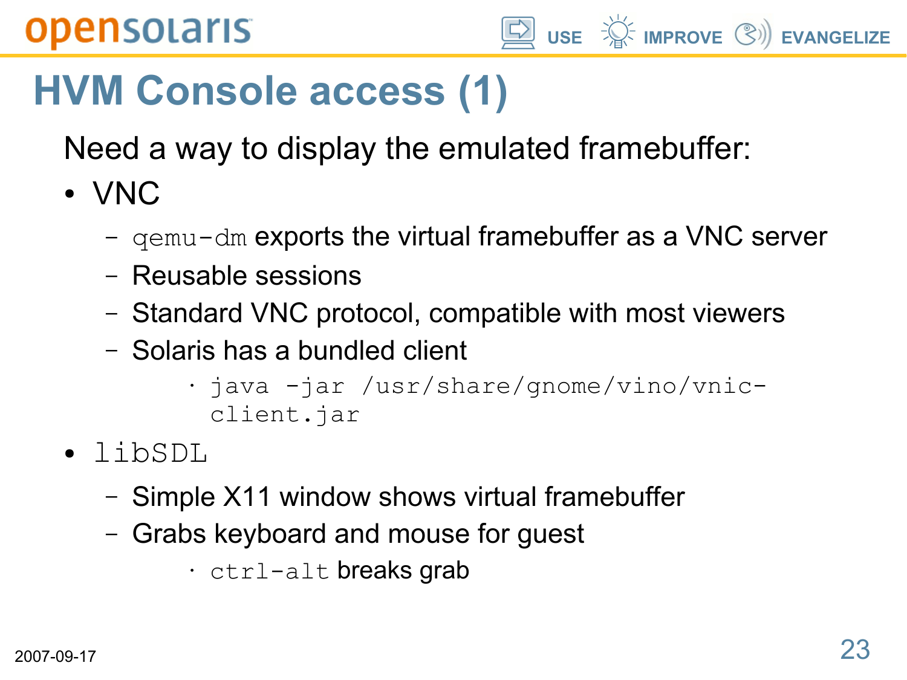# HVM Console access (1)

Need a way to display the emulated framebuffer:

- VNC
  - `qemu-dm` exports the virtual framebuffer as a VNC server
  - Reusable sessions
  - Standard VNC protocol, compatible with most viewers
  - Solaris has a bundled client
    - `java -jar /usr/share/gnome/vino/vnic-client.jar`
- `libSDL`
  - Simple X11 window shows virtual framebuffer
  - Grabs keyboard and mouse for guest
    - `ctrl-alt` breaks grab

2007-09-17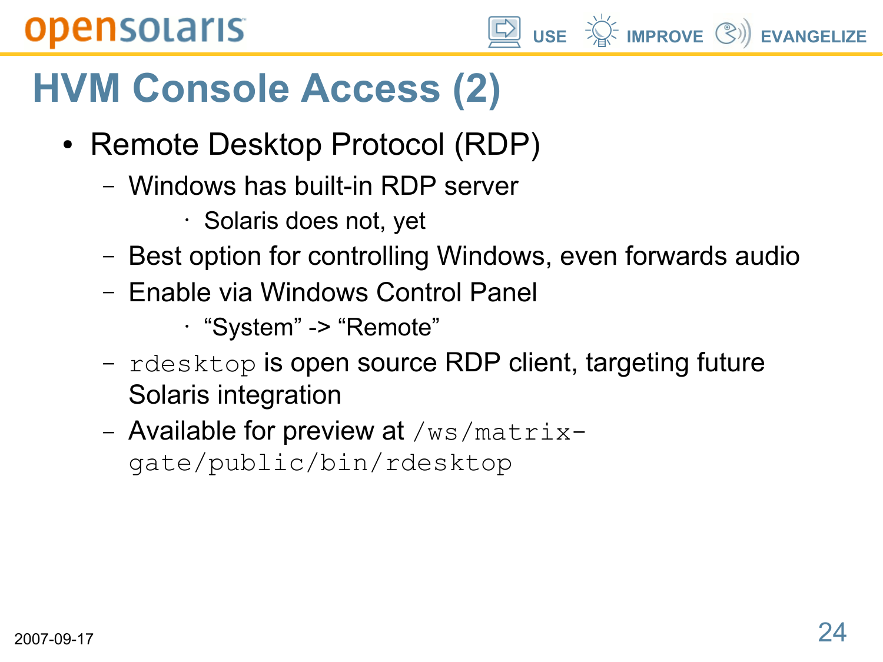# HVM Console Access (2)

- Remote Desktop Protocol (RDP)
  - Windows has built-in RDP server
    - Solaris does not, yet
  - Best option for controlling Windows, even forwards audio
  - Enable via Windows Control Panel
    - “System” -> “Remote”
  - `rdesktop` is open source RDP client, targeting future Solaris integration
  - Available for preview at `/ws/matrix-gate/public/bin/rdesktop`

2007-09-17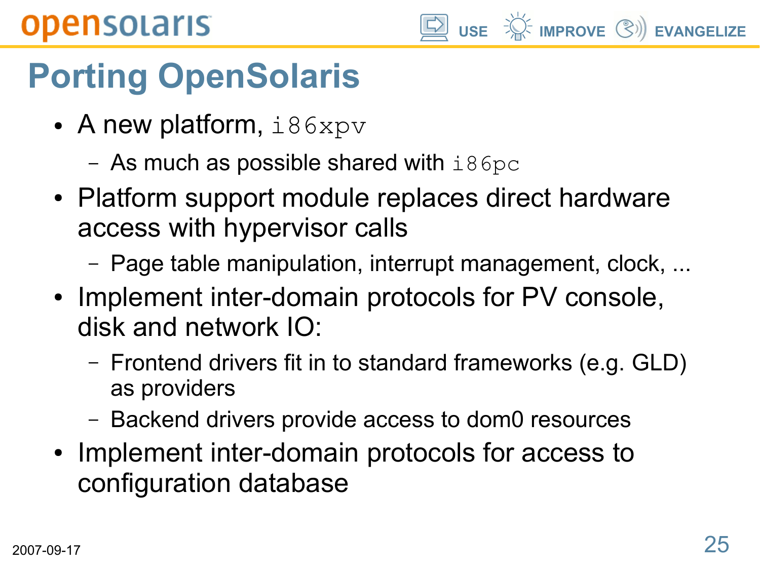# Porting OpenSolaris

- A new platform, `i86xpv`
  - As much as possible shared with `i86pc`
- Platform support module replaces direct hardware access with hypervisor calls
  - Page table manipulation, interrupt management, clock, ...
- Implement inter-domain protocols for PV console, disk and network IO:
  - Frontend drivers fit in to standard frameworks (e.g. GLD) as providers
  - Backend drivers provide access to dom0 resources
- Implement inter-domain protocols for access to configuration database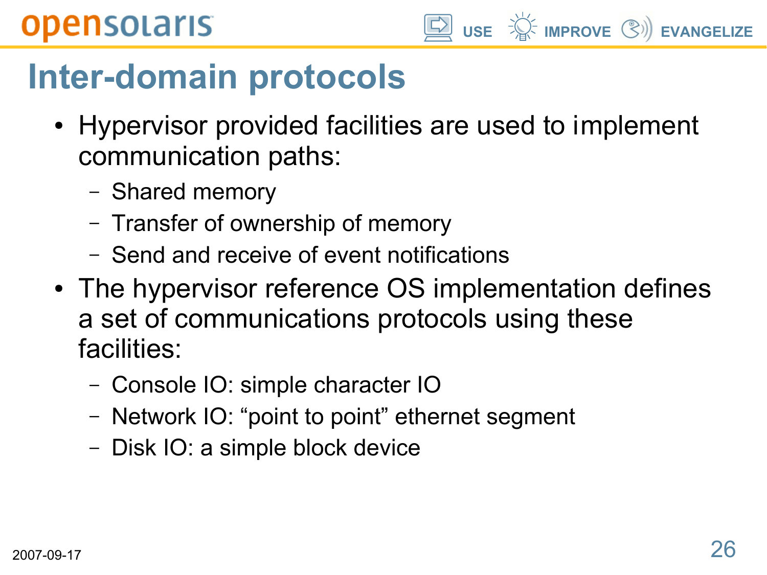# Inter-domain protocols

- Hypervisor provided facilities are used to implement communication paths:
  - Shared memory
  - Transfer of ownership of memory
  - Send and receive of event notifications
- The hypervisor reference OS implementation defines a set of communications protocols using these facilities:
  - Console IO: simple character IO
  - Network IO: “point to point” ethernet segment
  - Disk IO: a simple block device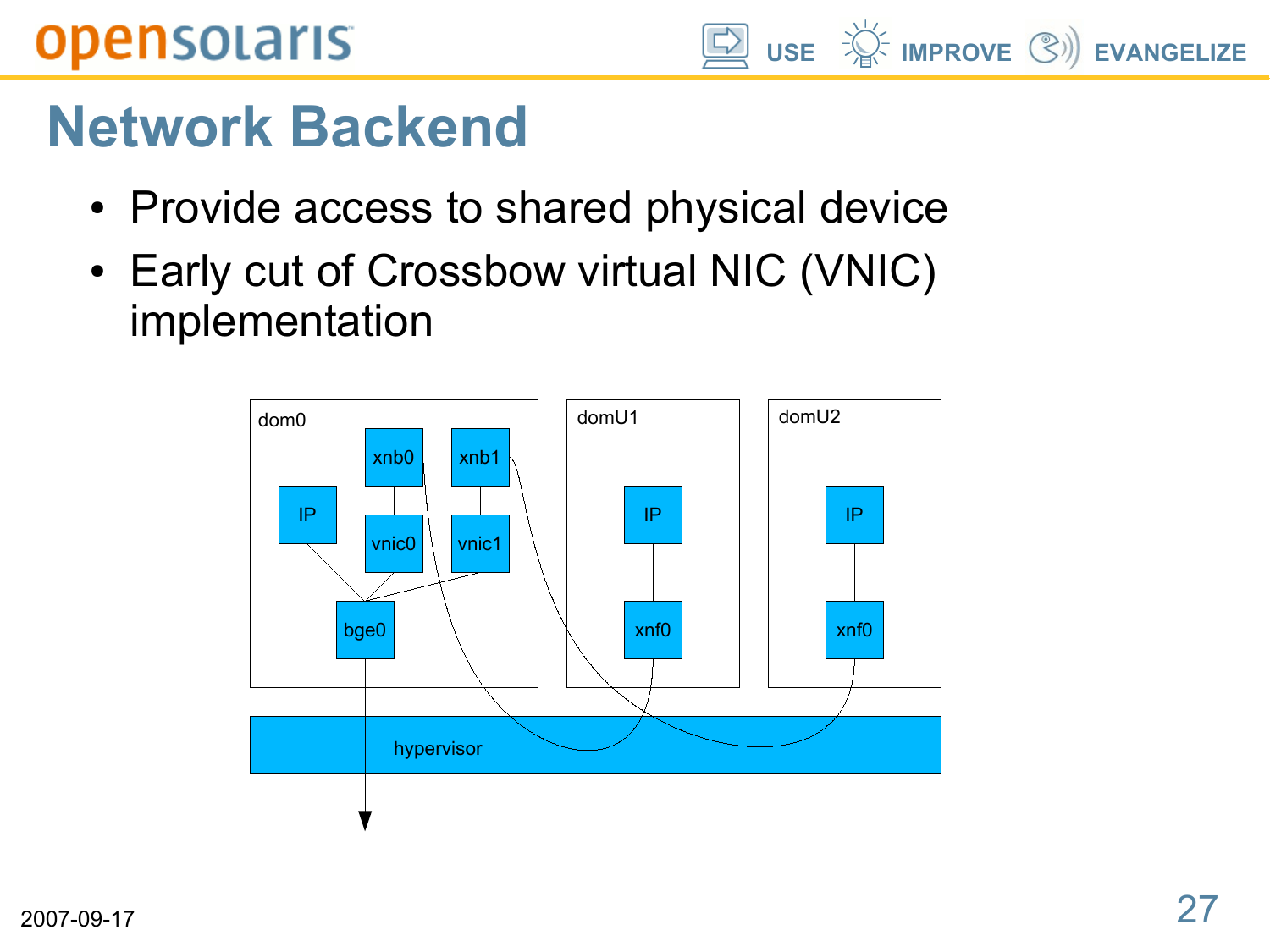# Network Backend

- Provide access to shared physical device
- Early cut of Crossbow virtual NIC (VNIC) implementation

dom0 xnb0 xnb1 IP vnic0 vnic1 bge0 domU1 IP xnf0 domU2 IP xnf0 hypervisor

2007-09-17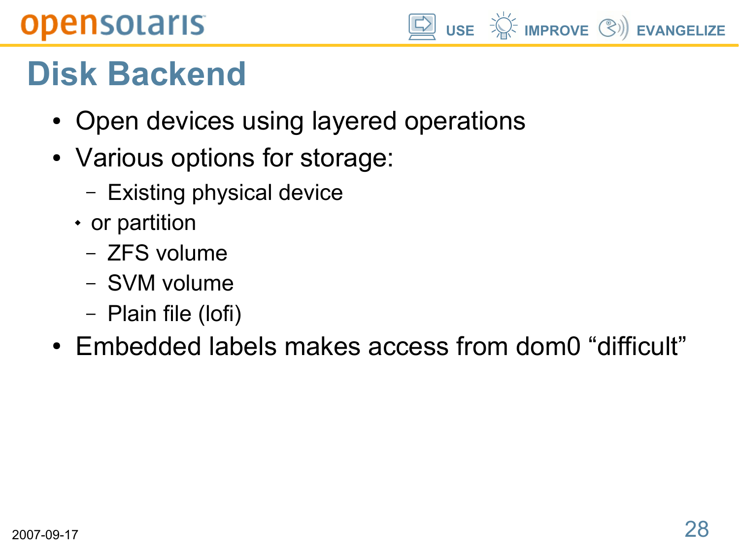# Disk Backend

- Open devices using layered operations
- Various options for storage:
  - Existing physical device
  - or partition
  - ZFS volume
  - SVM volume
  - Plain file (lofi)
- Embedded labels makes access from dom0 “difficult”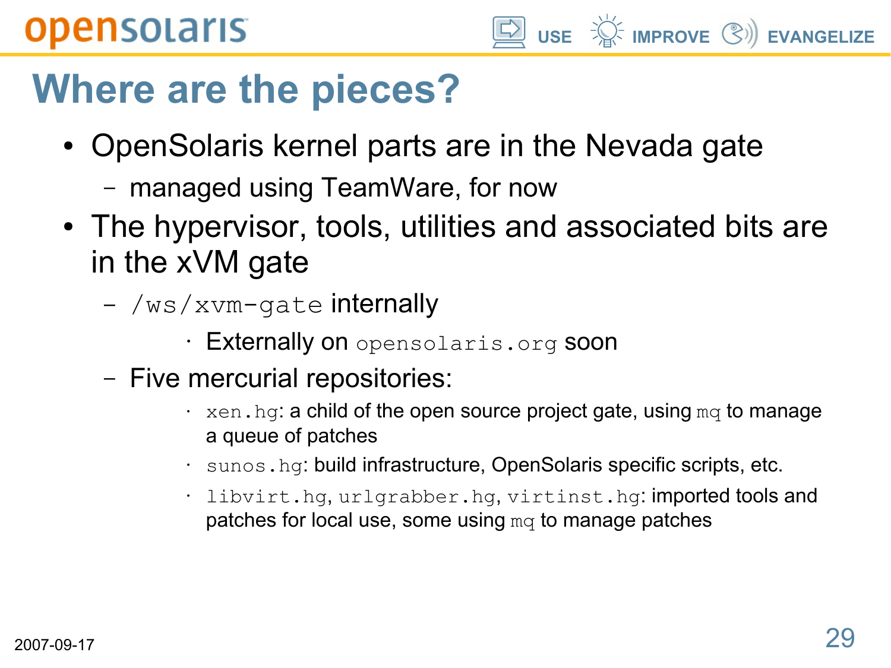# Where are the pieces?

- OpenSolaris kernel parts are in the Nevada gate
  - managed using TeamWare, for now
- The hypervisor, tools, utilities and associated bits are in the xVM gate
  - `/ws/xvm-gate` internally
    - Externally on `opensolaris.org` soon
  - Five mercurial repositories:
    - `xen.hg`: a child of the open source project gate, using `mq` to manage a queue of patches
    - `sunos.hg`: build infrastructure, OpenSolaris specific scripts, etc.
    - `libvirt.hg`, `urlgrabber.hg`, `virtinst.hg`: imported tools and patches for local use, some using `mq` to manage patches

2007-09-17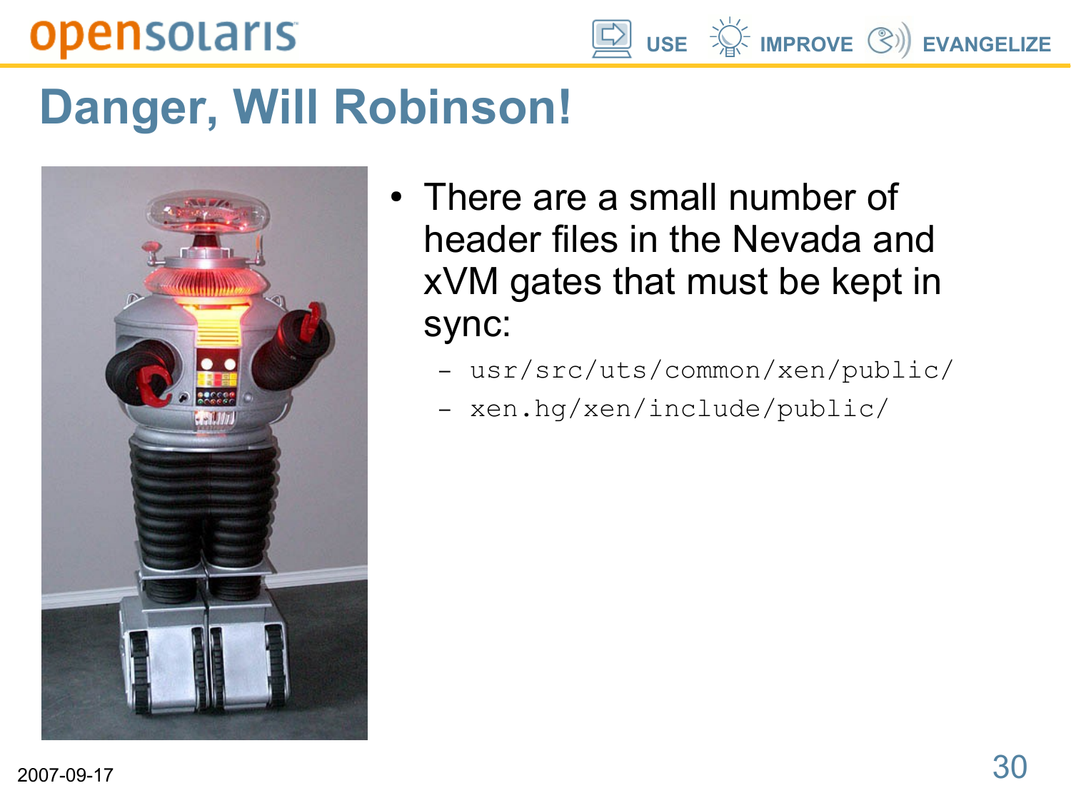# Danger, Will Robinson!

- There are a small number of header files in the Nevada and xVM gates that must be kept in sync:
  - `usr/src/uts/common/xen/public/`
  - `xen.hg/xen/include/public/`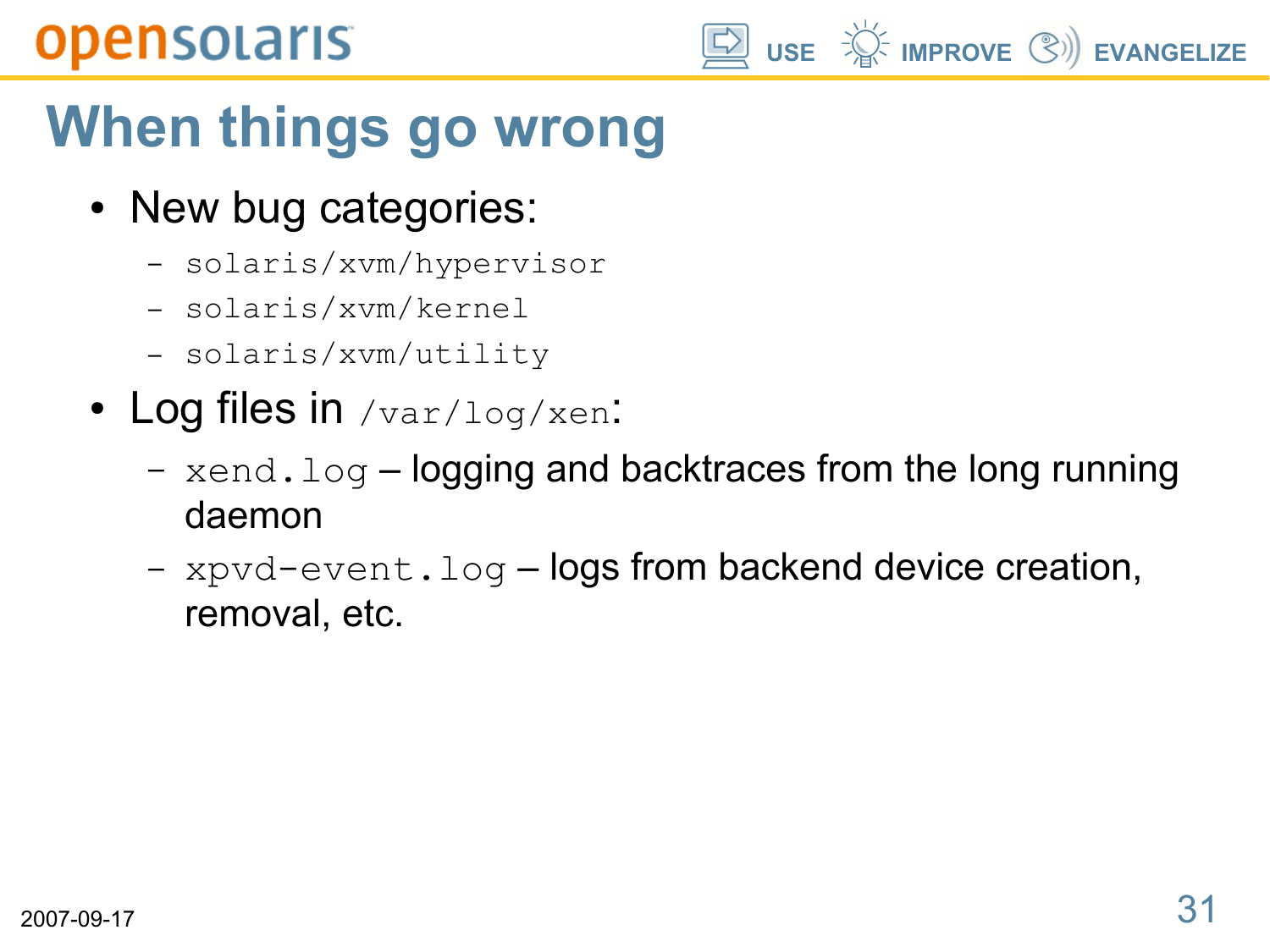# When things go wrong

- New bug categories:
  - `solaris/xvm/hypervisor`
  - `solaris/xvm/kernel`
  - `solaris/xvm/utility`
- Log files in `/var/log/xen`:
  - `xend.log` – logging and backtraces from the long running daemon
  - `xpvd-event.log` – logs from backend device creation, removal, etc.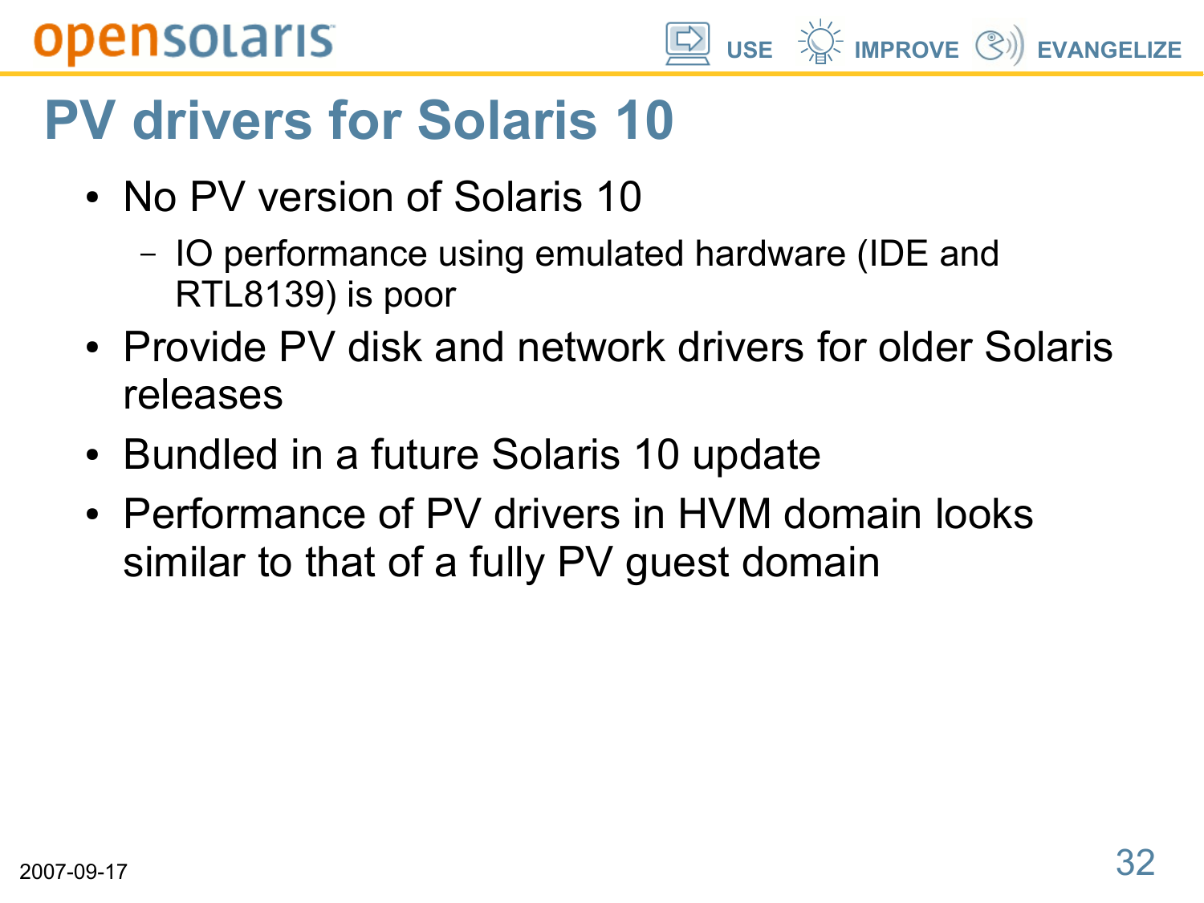# PV drivers for Solaris 10

- No PV version of Solaris 10
  - IO performance using emulated hardware (IDE and RTL8139) is poor
- Provide PV disk and network drivers for older Solaris releases
- Bundled in a future Solaris 10 update
- Performance of PV drivers in HVM domain looks similar to that of a fully PV guest domain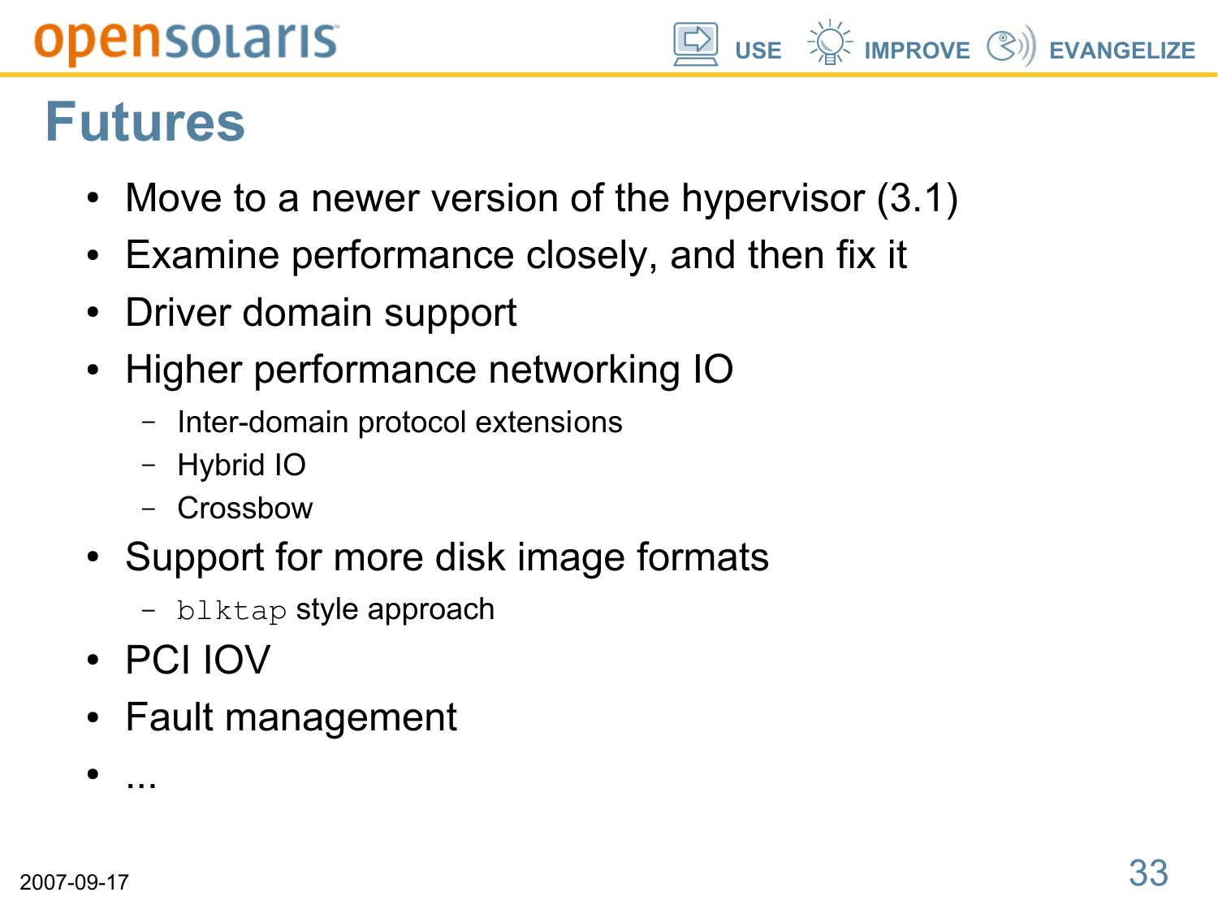# Futures

- Move to a newer version of the hypervisor (3.1)
- Examine performance closely, and then fix it
- Driver domain support
- Higher performance networking IO
  - Inter-domain protocol extensions
  - Hybrid IO
  - Crossbow
- Support for more disk image formats
  - `blktap` style approach
- PCI IOV
- Fault management
- ...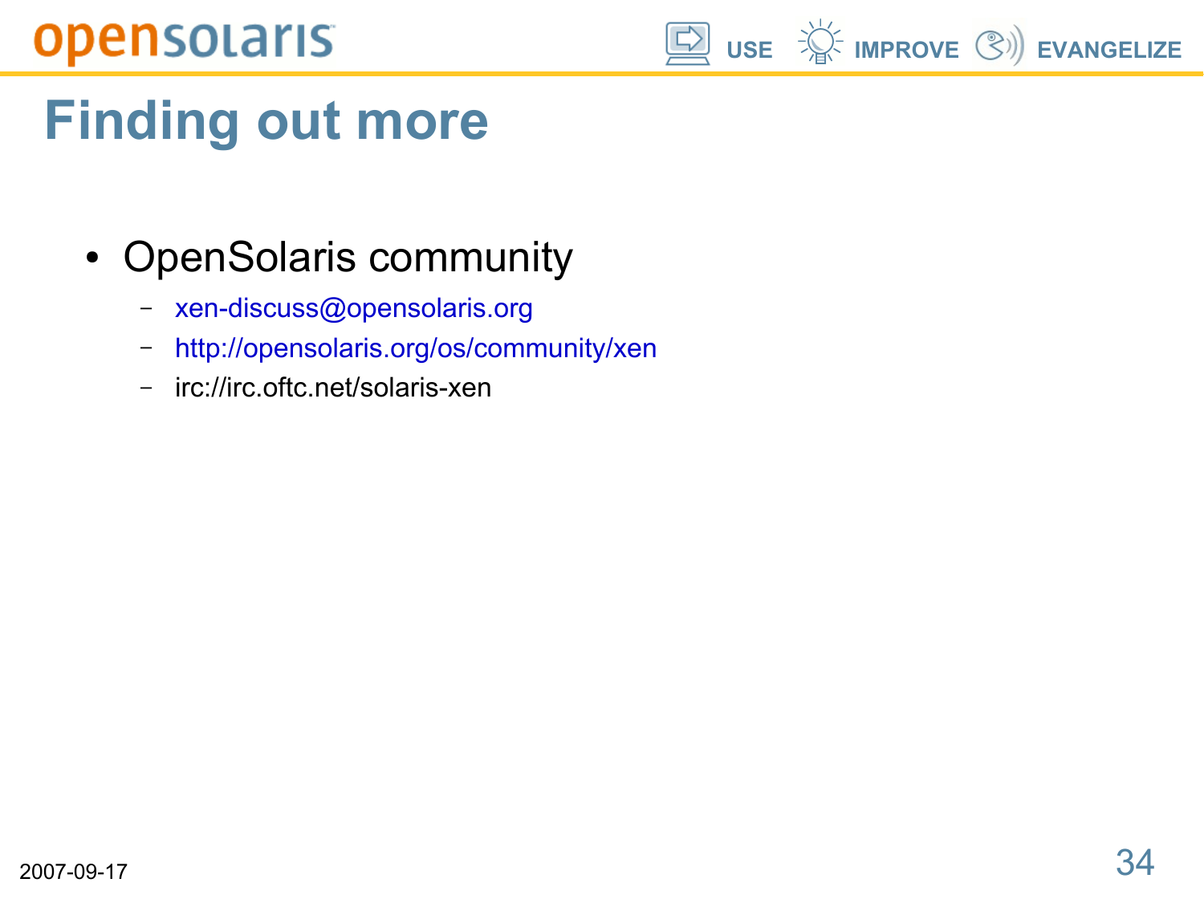# Finding out more

- OpenSolaris community
  - xen-discuss@opensolaris.org
  - http://opensolaris.org/os/community/xen
  - irc://irc.oftc.net/solaris-xen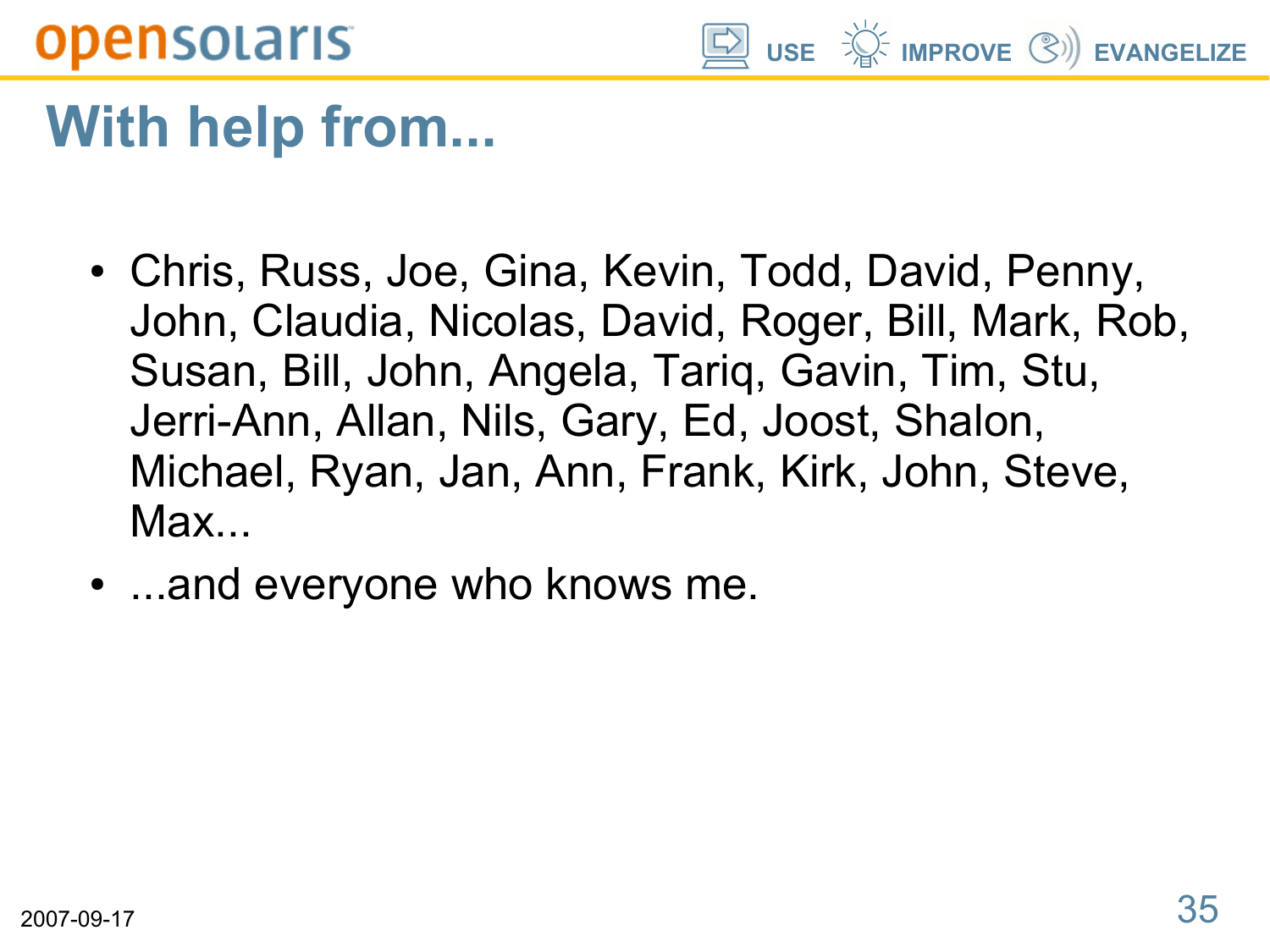## With help from...

- Chris, Russ, Joe, Gina, Kevin, Todd, David, Penny, John, Claudia, Nicolas, David, Roger, Bill, Mark, Rob, Susan, Bill, John, Angela, Tariq, Gavin, Tim, Stu, Jerri-Ann, Allan, Nils, Gary, Ed, Joost, Shalon, Michael, Ryan, Jan, Ann, Frank, Kirk, John, Steve, Max...
- ...and everyone who knows me.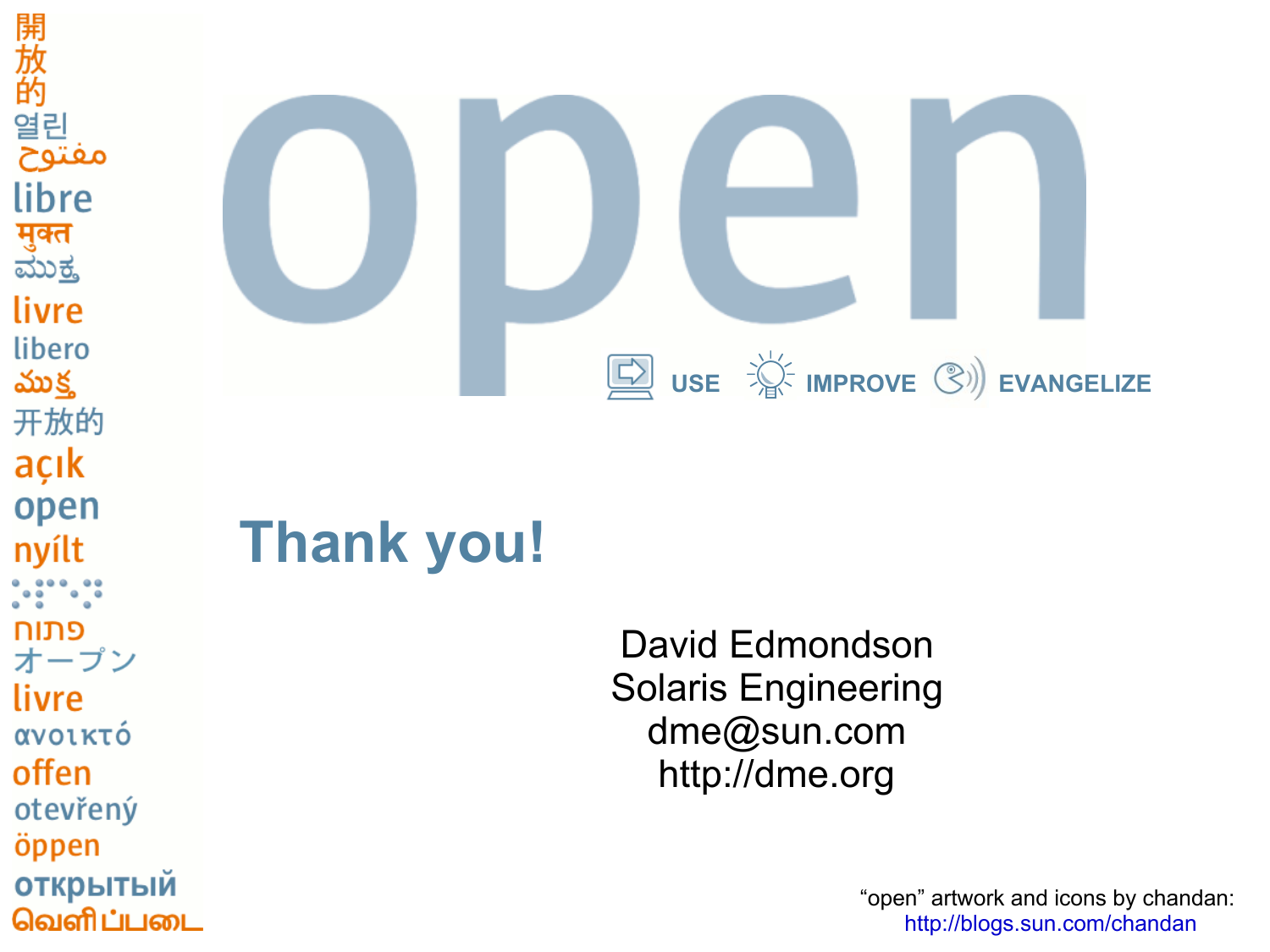開
放
的
열린
مفتوح
libre
मुक्त
ಮುಕ್ತ
livre
libero
ముక్త
开放的
açık
open
nyílt
פתוח
オープン
livre
ανοικτό
offen
otevřený
öppen
открытый
வெளிப்படை

# open

USE IMPROVE EVANGELIZE

## Thank you!

David Edmondson
Solaris Engineering
dme@sun.com
http://dme.org

"open" artwork and icons by chandan:
http://blogs.sun.com/chandan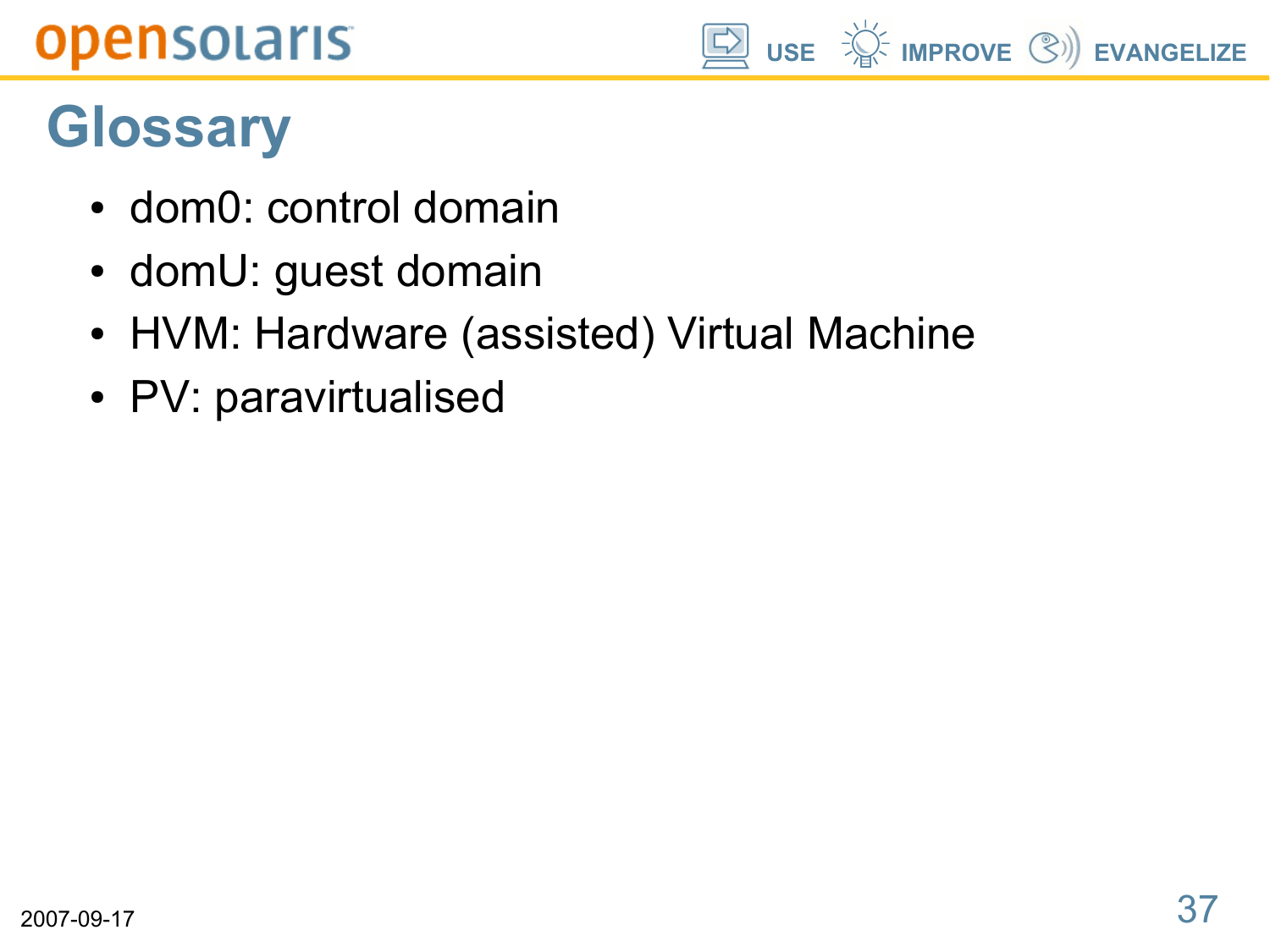# Glossary

- dom0: control domain
- domU: guest domain
- HVM: Hardware (assisted) Virtual Machine
- PV: paravirtualised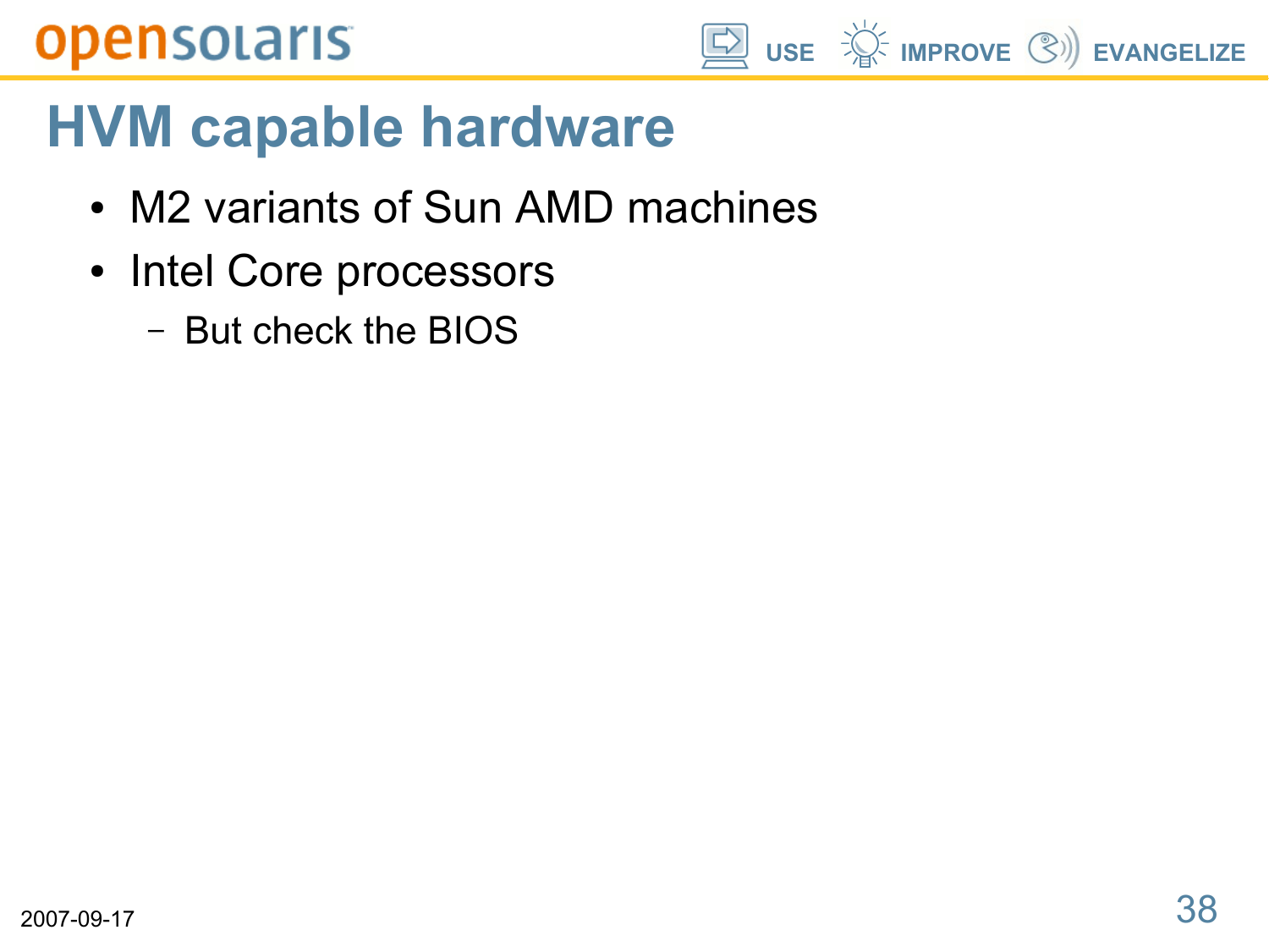# HVM capable hardware

- M2 variants of Sun AMD machines
- Intel Core processors
  - But check the BIOS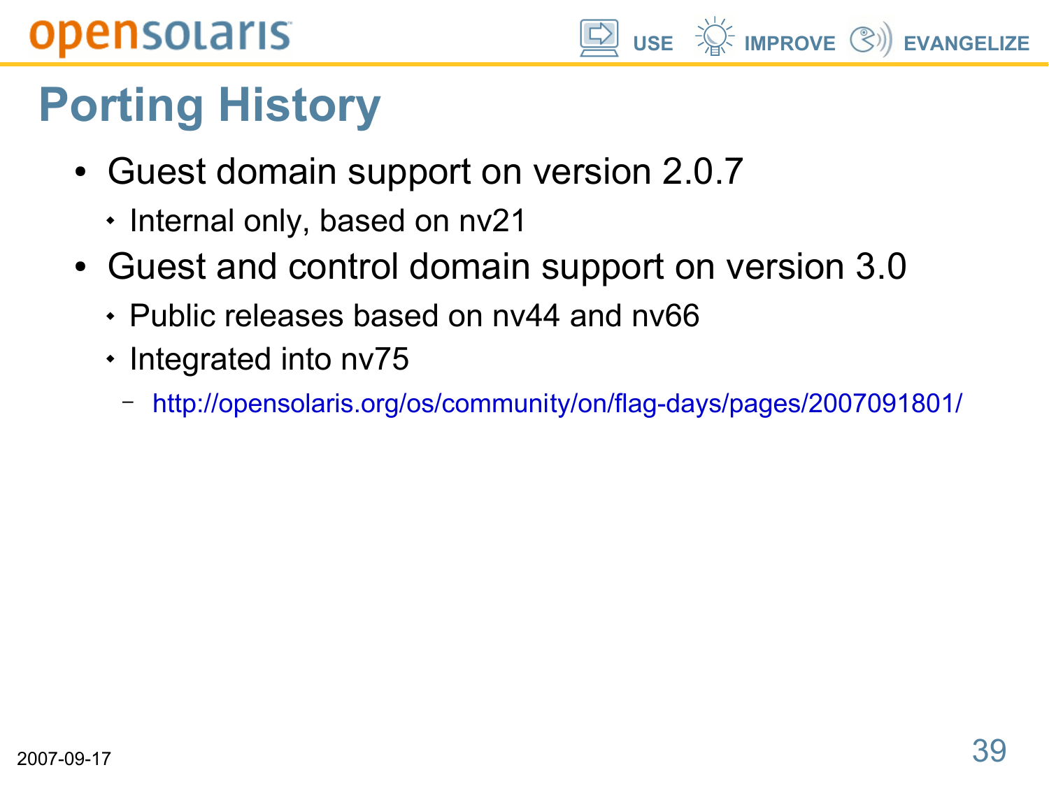# Porting History

- Guest domain support on version 2.0.7
  - Internal only, based on nv21
- Guest and control domain support on version 3.0
  - Public releases based on nv44 and nv66
  - Integrated into nv75
    - http://opensolaris.org/os/community/on/flag-days/pages/2007091801/